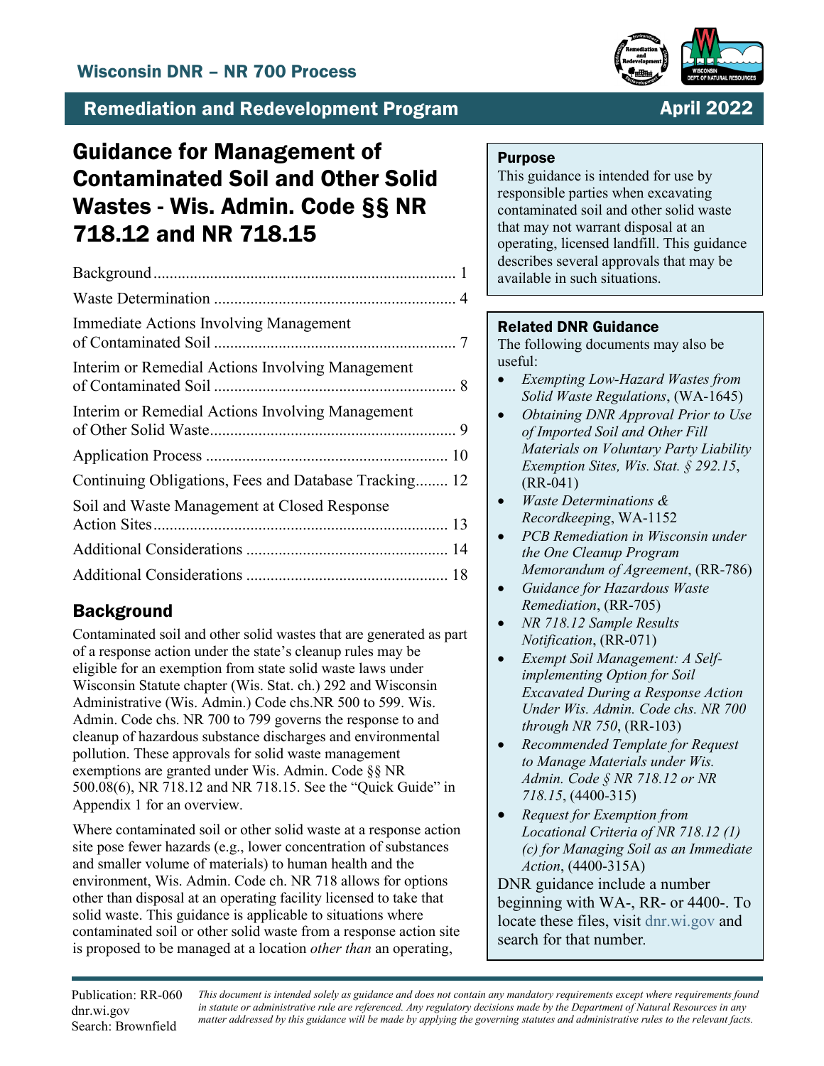Wisconsin DNR – NR 700 Process

Remediation and Redevelopment Program

April 2022

# Guidance for Management of Contaminated Soil and Other Solid Wastes - Wis. Admin. Code §§ NR 718.12 and NR 718.15

Background ........................................................................ 1
Waste Determination ........................................................ 4
Immediate Actions Involving Management of Contaminated Soil ........................................................ 7
Interim or Remedial Actions Involving Management of Contaminated Soil ........................................................ 8
Interim or Remedial Actions Involving Management of Other Solid Waste........................................................ 9
Application Process ........................................................ 10
Continuing Obligations, Fees and Database Tracking........ 12
Soil and Waste Management at Closed Response Action Sites........................................................ 13
Additional Considerations ................................................ 14
Additional Considerations ................................................ 18

### Purpose

This guidance is intended for use by responsible parties when excavating contaminated soil and other solid waste that may not warrant disposal at an operating, licensed landfill. This guidance describes several approvals that may be available in such situations.

### Related DNR Guidance

The following documents may also be useful:

- *Exempting Low-Hazard Wastes from Solid Waste Regulations*, (WA-1645)
- *Obtaining DNR Approval Prior to Use of Imported Soil and Other Fill Materials on Voluntary Party Liability Exemption Sites, Wis. Stat. § 292.15*, (RR-041)
- *Waste Determinations & Recordkeeping*, WA-1152
- *PCB Remediation in Wisconsin under the One Cleanup Program Memorandum of Agreement*, (RR-786)
- *Guidance for Hazardous Waste Remediation*, (RR-705)
- *NR 718.12 Sample Results Notification*, (RR-071)
- *Exempt Soil Management: A Self-implementing Option for Soil Excavated During a Response Action Under Wis. Admin. Code chs. NR 700 through NR 750*, (RR-103)
- *Recommended Template for Request to Manage Materials under Wis. Admin. Code § NR 718.12 or NR 718.15*, (4400-315)
- *Request for Exemption from Locational Criteria of NR 718.12 (1) (c) for Managing Soil as an Immediate Action*, (4400-315A)

DNR guidance include a number beginning with WA-, RR- or 4400-. To locate these files, visit dnr.wi.gov and search for that number.

## Background

Contaminated soil and other solid wastes that are generated as part of a response action under the state's cleanup rules may be eligible for an exemption from state solid waste laws under Wisconsin Statute chapter (Wis. Stat. ch.) 292 and Wisconsin Administrative (Wis. Admin.) Code chs.NR 500 to 599. Wis. Admin. Code chs. NR 700 to 799 governs the response to and cleanup of hazardous substance discharges and environmental pollution. These approvals for solid waste management exemptions are granted under Wis. Admin. Code §§ NR 500.08(6), NR 718.12 and NR 718.15. See the "Quick Guide" in Appendix 1 for an overview.

Where contaminated soil or other solid waste at a response action site pose fewer hazards (e.g., lower concentration of substances and smaller volume of materials) to human health and the environment, Wis. Admin. Code ch. NR 718 allows for options other than disposal at an operating facility licensed to take that solid waste. This guidance is applicable to situations where contaminated soil or other solid waste from a response action site is proposed to be managed at a location *other than* an operating,

Publication: RR-060
dnr.wi.gov
Search: Brownfield

*This document is intended solely as guidance and does not contain any mandatory requirements except where requirements found in statute or administrative rule are referenced. Any regulatory decisions made by the Department of Natural Resources in any matter addressed by this guidance will be made by applying the governing statutes and administrative rules to the relevant facts.*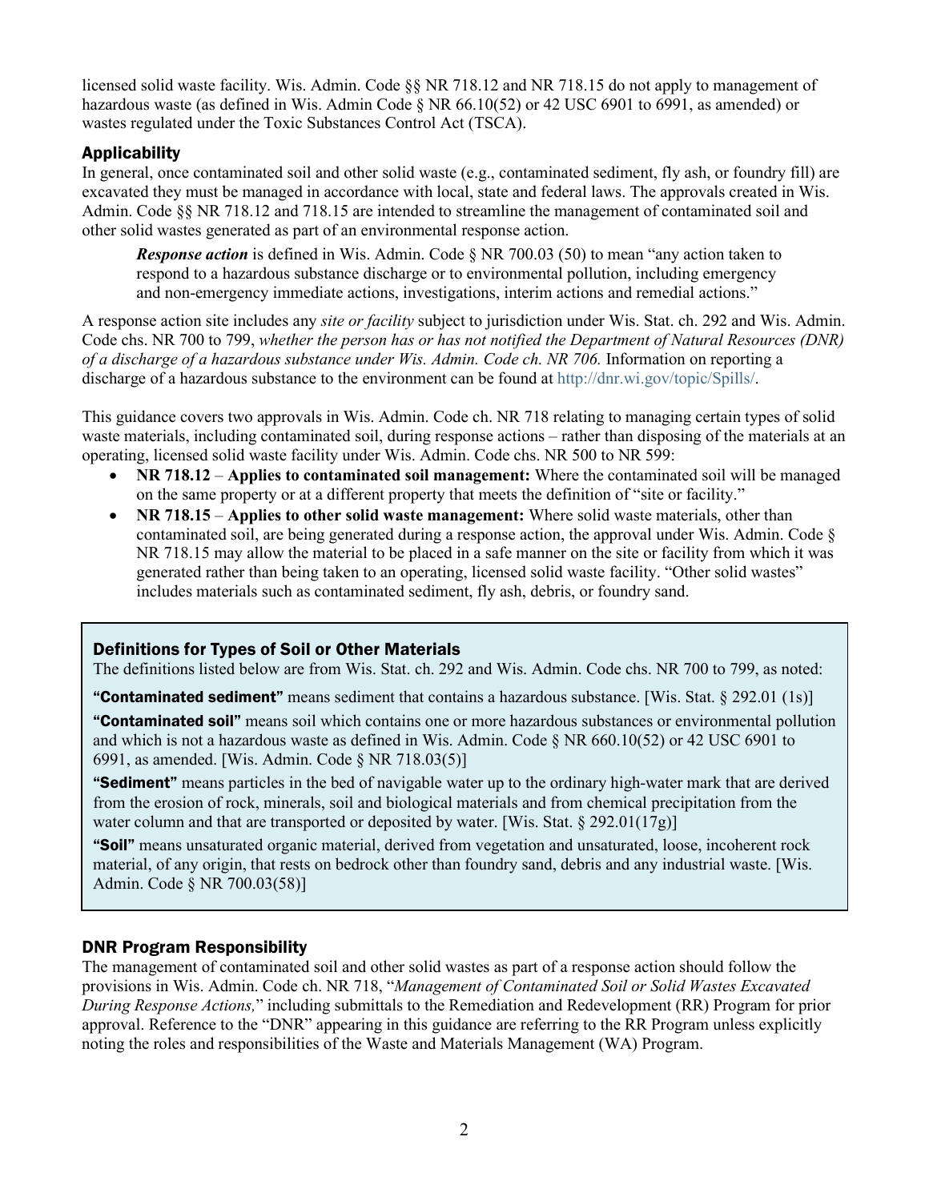licensed solid waste facility. Wis. Admin. Code §§ NR 718.12 and NR 718.15 do not apply to management of hazardous waste (as defined in Wis. Admin Code § NR 66.10(52) or 42 USC 6901 to 6991, as amended) or wastes regulated under the Toxic Substances Control Act (TSCA).

### Applicability

In general, once contaminated soil and other solid waste (e.g., contaminated sediment, fly ash, or foundry fill) are excavated they must be managed in accordance with local, state and federal laws. The approvals created in Wis. Admin. Code §§ NR 718.12 and 718.15 are intended to streamline the management of contaminated soil and other solid wastes generated as part of an environmental response action.

> ***Response action*** is defined in Wis. Admin. Code § NR 700.03 (50) to mean "any action taken to respond to a hazardous substance discharge or to environmental pollution, including emergency and non-emergency immediate actions, investigations, interim actions and remedial actions."

A response action site includes any *site or facility* subject to jurisdiction under Wis. Stat. ch. 292 and Wis. Admin. Code chs. NR 700 to 799, *whether the person has or has not notified the Department of Natural Resources (DNR) of a discharge of a hazardous substance under Wis. Admin. Code ch. NR 706.* Information on reporting a discharge of a hazardous substance to the environment can be found at http://dnr.wi.gov/topic/Spills/.

This guidance covers two approvals in Wis. Admin. Code ch. NR 718 relating to managing certain types of solid waste materials, including contaminated soil, during response actions – rather than disposing of the materials at an operating, licensed solid waste facility under Wis. Admin. Code chs. NR 500 to NR 599:

- **NR 718.12** – **Applies to contaminated soil management:** Where the contaminated soil will be managed on the same property or at a different property that meets the definition of "site or facility."
- **NR 718.15** – **Applies to other solid waste management:** Where solid waste materials, other than contaminated soil, are being generated during a response action, the approval under Wis. Admin. Code § NR 718.15 may allow the material to be placed in a safe manner on the site or facility from which it was generated rather than being taken to an operating, licensed solid waste facility. "Other solid wastes" includes materials such as contaminated sediment, fly ash, debris, or foundry sand.

### Definitions for Types of Soil or Other Materials

The definitions listed below are from Wis. Stat. ch. 292 and Wis. Admin. Code chs. NR 700 to 799, as noted:

**"Contaminated sediment"** means sediment that contains a hazardous substance. [Wis. Stat. § 292.01 (1s)]

**"Contaminated soil"** means soil which contains one or more hazardous substances or environmental pollution and which is not a hazardous waste as defined in Wis. Admin. Code § NR 660.10(52) or 42 USC 6901 to 6991, as amended. [Wis. Admin. Code § NR 718.03(5)]

**"Sediment"** means particles in the bed of navigable water up to the ordinary high-water mark that are derived from the erosion of rock, minerals, soil and biological materials and from chemical precipitation from the water column and that are transported or deposited by water. [Wis. Stat. § 292.01(17g)]

**"Soil"** means unsaturated organic material, derived from vegetation and unsaturated, loose, incoherent rock material, of any origin, that rests on bedrock other than foundry sand, debris and any industrial waste. [Wis. Admin. Code § NR 700.03(58)]

### DNR Program Responsibility

The management of contaminated soil and other solid wastes as part of a response action should follow the provisions in Wis. Admin. Code ch. NR 718, "*Management of Contaminated Soil or Solid Wastes Excavated During Response Actions,*" including submittals to the Remediation and Redevelopment (RR) Program for prior approval. Reference to the "DNR" appearing in this guidance are referring to the RR Program unless explicitly noting the roles and responsibilities of the Waste and Materials Management (WA) Program.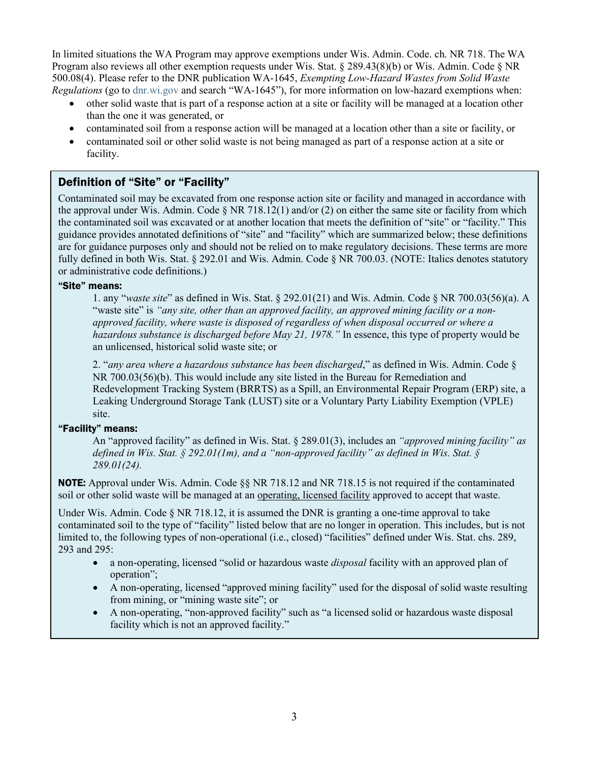In limited situations the WA Program may approve exemptions under Wis. Admin. Code. ch. NR 718. The WA Program also reviews all other exemption requests under Wis. Stat. § 289.43(8)(b) or Wis. Admin. Code § NR 500.08(4). Please refer to the DNR publication WA-1645, *Exempting Low-Hazard Wastes from Solid Waste Regulations* (go to dnr.wi.gov and search "WA-1645"), for more information on low-hazard exemptions when:

- other solid waste that is part of a response action at a site or facility will be managed at a location other than the one it was generated, or
- contaminated soil from a response action will be managed at a location other than a site or facility, or
- contaminated soil or other solid waste is not being managed as part of a response action at a site or facility.

## Definition of "Site" or "Facility"

Contaminated soil may be excavated from one response action site or facility and managed in accordance with the approval under Wis. Admin. Code § NR 718.12(1) and/or (2) on either the same site or facility from which the contaminated soil was excavated or at another location that meets the definition of "site" or "facility." This guidance provides annotated definitions of "site" and "facility" which are summarized below; these definitions are for guidance purposes only and should not be relied on to make regulatory decisions. These terms are more fully defined in both Wis. Stat. § 292.01 and Wis. Admin. Code § NR 700.03. (NOTE: Italics denotes statutory or administrative code definitions.)

**"Site" means:**

1. any "*waste site*" as defined in Wis. Stat. § 292.01(21) and Wis. Admin. Code § NR 700.03(56)(a). A "waste site" is *"any site, other than an approved facility, an approved mining facility or a non-approved facility, where waste is disposed of regardless of when disposal occurred or where a hazardous substance is discharged before May 21, 1978."* In essence, this type of property would be an unlicensed, historical solid waste site; or

2. "*any area where a hazardous substance has been discharged*," as defined in Wis. Admin. Code § NR 700.03(56)(b). This would include any site listed in the Bureau for Remediation and Redevelopment Tracking System (BRRTS) as a Spill, an Environmental Repair Program (ERP) site, a Leaking Underground Storage Tank (LUST) site or a Voluntary Party Liability Exemption (VPLE) site.

**"Facility" means:**

An "approved facility" as defined in Wis. Stat. § 289.01(3), includes an *"approved mining facility" as defined in Wis. Stat. § 292.01(1m), and a "non-approved facility" as defined in Wis. Stat. § 289.01(24).*

**NOTE:** Approval under Wis. Admin. Code §§ NR 718.12 and NR 718.15 is not required if the contaminated soil or other solid waste will be managed at an operating, licensed facility approved to accept that waste.

Under Wis. Admin. Code § NR 718.12, it is assumed the DNR is granting a one-time approval to take contaminated soil to the type of "facility" listed below that are no longer in operation. This includes, but is not limited to, the following types of non-operational (i.e., closed) "facilities" defined under Wis. Stat. chs. 289, 293 and 295:

- a non-operating, licensed "solid or hazardous waste *disposal* facility with an approved plan of operation";
- A non-operating, licensed "approved mining facility" used for the disposal of solid waste resulting from mining, or "mining waste site"; or
- A non-operating, "non-approved facility" such as "a licensed solid or hazardous waste disposal facility which is not an approved facility."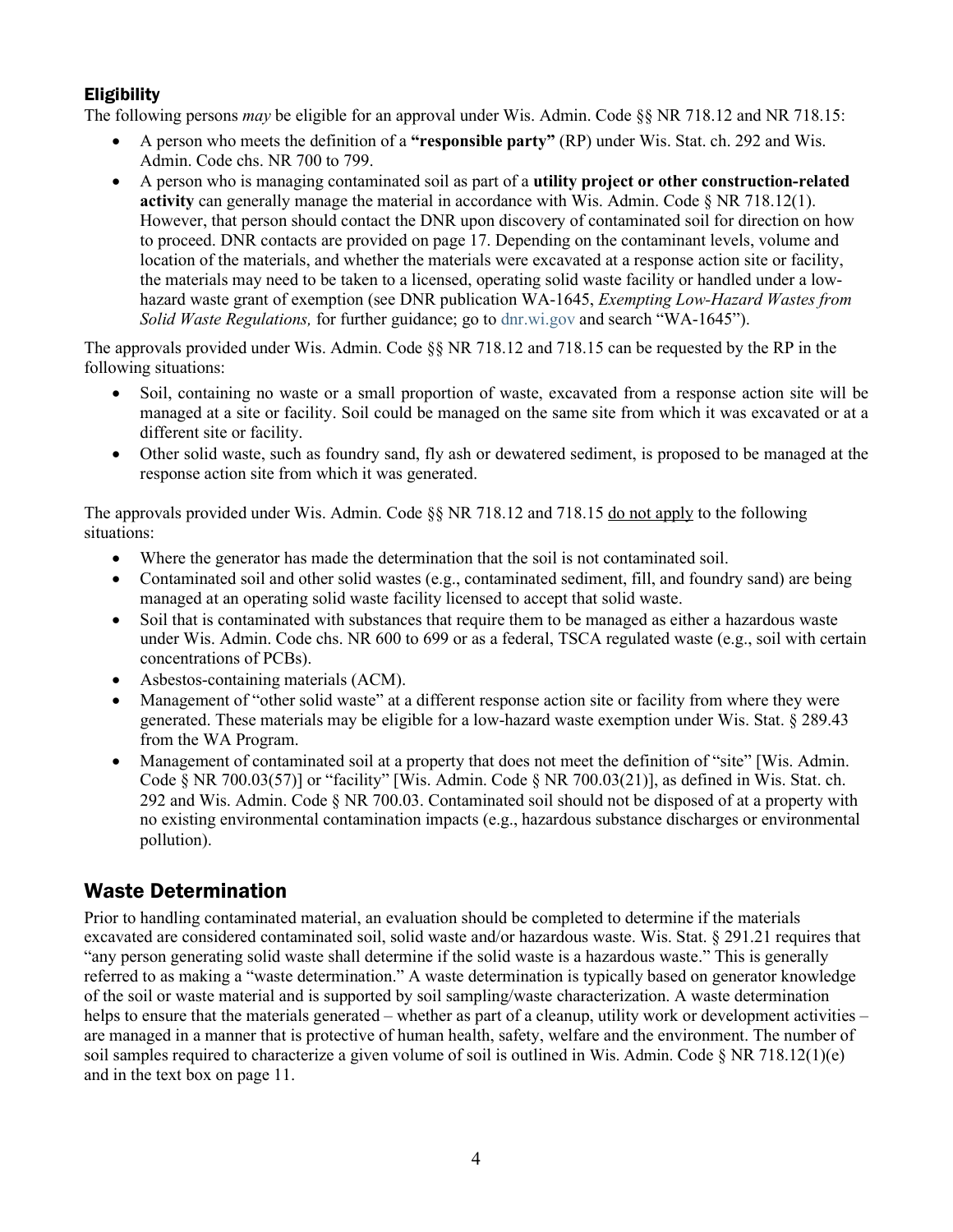### Eligibility

The following persons *may* be eligible for an approval under Wis. Admin. Code §§ NR 718.12 and NR 718.15:

- A person who meets the definition of a **"responsible party"** (RP) under Wis. Stat. ch. 292 and Wis. Admin. Code chs. NR 700 to 799.
- A person who is managing contaminated soil as part of a **utility project or other construction-related activity** can generally manage the material in accordance with Wis. Admin. Code § NR 718.12(1). However, that person should contact the DNR upon discovery of contaminated soil for direction on how to proceed. DNR contacts are provided on page 17. Depending on the contaminant levels, volume and location of the materials, and whether the materials were excavated at a response action site or facility, the materials may need to be taken to a licensed, operating solid waste facility or handled under a low-hazard waste grant of exemption (see DNR publication WA-1645, *Exempting Low-Hazard Wastes from Solid Waste Regulations,* for further guidance; go to dnr.wi.gov and search "WA-1645").

The approvals provided under Wis. Admin. Code §§ NR 718.12 and 718.15 can be requested by the RP in the following situations:

- Soil, containing no waste or a small proportion of waste, excavated from a response action site will be managed at a site or facility. Soil could be managed on the same site from which it was excavated or at a different site or facility.
- Other solid waste, such as foundry sand, fly ash or dewatered sediment, is proposed to be managed at the response action site from which it was generated.

The approvals provided under Wis. Admin. Code §§ NR 718.12 and 718.15 do not apply to the following situations:

- Where the generator has made the determination that the soil is not contaminated soil.
- Contaminated soil and other solid wastes (e.g., contaminated sediment, fill, and foundry sand) are being managed at an operating solid waste facility licensed to accept that solid waste.
- Soil that is contaminated with substances that require them to be managed as either a hazardous waste under Wis. Admin. Code chs. NR 600 to 699 or as a federal, TSCA regulated waste (e.g., soil with certain concentrations of PCBs).
- Asbestos-containing materials (ACM).
- Management of "other solid waste" at a different response action site or facility from where they were generated. These materials may be eligible for a low-hazard waste exemption under Wis. Stat. § 289.43 from the WA Program.
- Management of contaminated soil at a property that does not meet the definition of "site" [Wis. Admin. Code § NR 700.03(57)] or "facility" [Wis. Admin. Code § NR 700.03(21)], as defined in Wis. Stat. ch. 292 and Wis. Admin. Code § NR 700.03. Contaminated soil should not be disposed of at a property with no existing environmental contamination impacts (e.g., hazardous substance discharges or environmental pollution).

## Waste Determination

Prior to handling contaminated material, an evaluation should be completed to determine if the materials excavated are considered contaminated soil, solid waste and/or hazardous waste. Wis. Stat. § 291.21 requires that "any person generating solid waste shall determine if the solid waste is a hazardous waste." This is generally referred to as making a "waste determination." A waste determination is typically based on generator knowledge of the soil or waste material and is supported by soil sampling/waste characterization. A waste determination helps to ensure that the materials generated – whether as part of a cleanup, utility work or development activities – are managed in a manner that is protective of human health, safety, welfare and the environment. The number of soil samples required to characterize a given volume of soil is outlined in Wis. Admin. Code § NR 718.12(1)(e) and in the text box on page 11.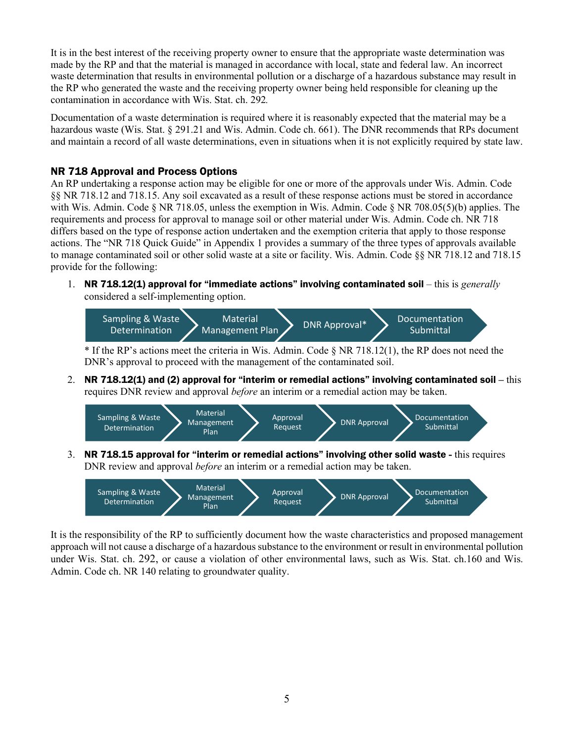It is in the best interest of the receiving property owner to ensure that the appropriate waste determination was made by the RP and that the material is managed in accordance with local, state and federal law. An incorrect waste determination that results in environmental pollution or a discharge of a hazardous substance may result in the RP who generated the waste and the receiving property owner being held responsible for cleaning up the contamination in accordance with Wis. Stat. ch. 292.

Documentation of a waste determination is required where it is reasonably expected that the material may be a hazardous waste (Wis. Stat. § 291.21 and Wis. Admin. Code ch. 661). The DNR recommends that RPs document and maintain a record of all waste determinations, even in situations when it is not explicitly required by state law.

### NR 718 Approval and Process Options

An RP undertaking a response action may be eligible for one or more of the approvals under Wis. Admin. Code §§ NR 718.12 and 718.15. Any soil excavated as a result of these response actions must be stored in accordance with Wis. Admin. Code § NR 718.05, unless the exemption in Wis. Admin. Code § NR 708.05(5)(b) applies. The requirements and process for approval to manage soil or other material under Wis. Admin. Code ch. NR 718 differs based on the type of response action undertaken and the exemption criteria that apply to those response actions. The "NR 718 Quick Guide" in Appendix 1 provides a summary of the three types of approvals available to manage contaminated soil or other solid waste at a site or facility. Wis. Admin. Code §§ NR 718.12 and 718.15 provide for the following:

1. **NR 718.12(1) approval for "immediate actions" involving contaminated soil** – this is *generally* considered a self-implementing option.

   Sampling & Waste Determination → Material Management Plan → DNR Approval* → Documentation Submittal

   \* If the RP's actions meet the criteria in Wis. Admin. Code § NR 718.12(1), the RP does not need the DNR's approval to proceed with the management of the contaminated soil.

2. **NR 718.12(1) and (2) approval for "interim or remedial actions" involving contaminated soil** – this requires DNR review and approval *before* an interim or a remedial action may be taken.

   Sampling & Waste Determination → Material Management Plan → Approval Request → DNR Approval → Documentation Submittal

3. **NR 718.15 approval for "interim or remedial actions" involving other solid waste -** this requires DNR review and approval *before* an interim or a remedial action may be taken.

   Sampling & Waste Determination → Material Management Plan → Approval Request → DNR Approval → Documentation Submittal

It is the responsibility of the RP to sufficiently document how the waste characteristics and proposed management approach will not cause a discharge of a hazardous substance to the environment or result in environmental pollution under Wis. Stat. ch. 292, or cause a violation of other environmental laws, such as Wis. Stat. ch.160 and Wis. Admin. Code ch. NR 140 relating to groundwater quality.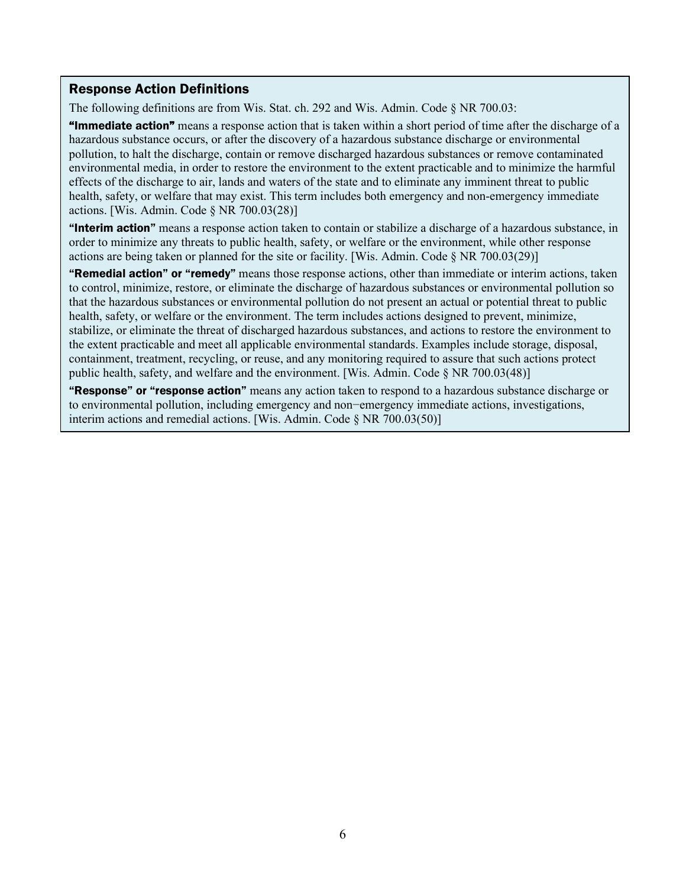### Response Action Definitions

The following definitions are from Wis. Stat. ch. 292 and Wis. Admin. Code § NR 700.03:

**"Immediate action"** means a response action that is taken within a short period of time after the discharge of a hazardous substance occurs, or after the discovery of a hazardous substance discharge or environmental pollution, to halt the discharge, contain or remove discharged hazardous substances or remove contaminated environmental media, in order to restore the environment to the extent practicable and to minimize the harmful effects of the discharge to air, lands and waters of the state and to eliminate any imminent threat to public health, safety, or welfare that may exist. This term includes both emergency and non-emergency immediate actions. [Wis. Admin. Code § NR 700.03(28)]

**"Interim action"** means a response action taken to contain or stabilize a discharge of a hazardous substance, in order to minimize any threats to public health, safety, or welfare or the environment, while other response actions are being taken or planned for the site or facility. [Wis. Admin. Code § NR 700.03(29)]

**"Remedial action" or "remedy"** means those response actions, other than immediate or interim actions, taken to control, minimize, restore, or eliminate the discharge of hazardous substances or environmental pollution so that the hazardous substances or environmental pollution do not present an actual or potential threat to public health, safety, or welfare or the environment. The term includes actions designed to prevent, minimize, stabilize, or eliminate the threat of discharged hazardous substances, and actions to restore the environment to the extent practicable and meet all applicable environmental standards. Examples include storage, disposal, containment, treatment, recycling, or reuse, and any monitoring required to assure that such actions protect public health, safety, and welfare and the environment. [Wis. Admin. Code § NR 700.03(48)]

**"Response" or "response action"** means any action taken to respond to a hazardous substance discharge or to environmental pollution, including emergency and non−emergency immediate actions, investigations, interim actions and remedial actions. [Wis. Admin. Code § NR 700.03(50)]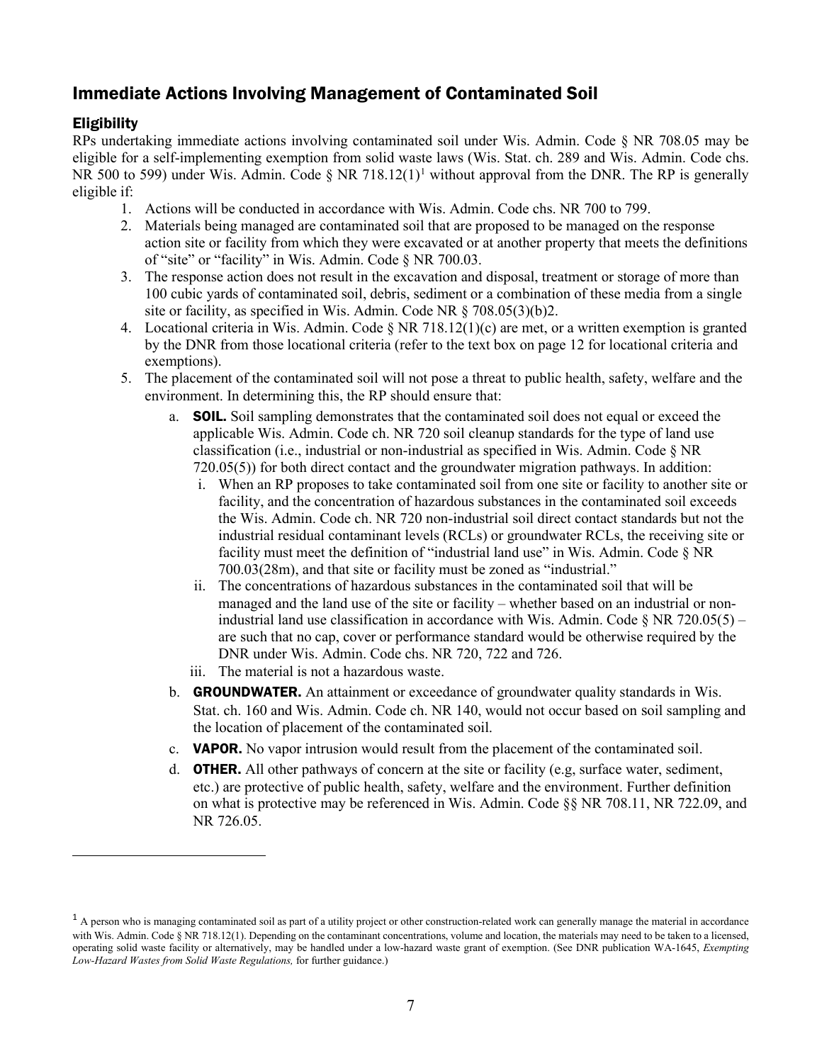## Immediate Actions Involving Management of Contaminated Soil

### Eligibility

RPs undertaking immediate actions involving contaminated soil under Wis. Admin. Code § NR 708.05 may be eligible for a self-implementing exemption from solid waste laws (Wis. Stat. ch. 289 and Wis. Admin. Code chs. NR 500 to 599) under Wis. Admin. Code § NR 718.12(1)[1] without approval from the DNR. The RP is generally eligible if:

1. Actions will be conducted in accordance with Wis. Admin. Code chs. NR 700 to 799.
2. Materials being managed are contaminated soil that are proposed to be managed on the response action site or facility from which they were excavated or at another property that meets the definitions of "site" or "facility" in Wis. Admin. Code § NR 700.03.
3. The response action does not result in the excavation and disposal, treatment or storage of more than 100 cubic yards of contaminated soil, debris, sediment or a combination of these media from a single site or facility, as specified in Wis. Admin. Code NR § 708.05(3)(b)2.
4. Locational criteria in Wis. Admin. Code § NR 718.12(1)(c) are met, or a written exemption is granted by the DNR from those locational criteria (refer to the text box on page 12 for locational criteria and exemptions).
5. The placement of the contaminated soil will not pose a threat to public health, safety, welfare and the environment. In determining this, the RP should ensure that:
   a. **SOIL.** Soil sampling demonstrates that the contaminated soil does not equal or exceed the applicable Wis. Admin. Code ch. NR 720 soil cleanup standards for the type of land use classification (i.e., industrial or non-industrial as specified in Wis. Admin. Code § NR 720.05(5)) for both direct contact and the groundwater migration pathways. In addition:
      i. When an RP proposes to take contaminated soil from one site or facility to another site or facility, and the concentration of hazardous substances in the contaminated soil exceeds the Wis. Admin. Code ch. NR 720 non-industrial soil direct contact standards but not the industrial residual contaminant levels (RCLs) or groundwater RCLs, the receiving site or facility must meet the definition of "industrial land use" in Wis. Admin. Code § NR 700.03(28m), and that site or facility must be zoned as "industrial."
      ii. The concentrations of hazardous substances in the contaminated soil that will be managed and the land use of the site or facility – whether based on an industrial or non-industrial land use classification in accordance with Wis. Admin. Code § NR 720.05(5) – are such that no cap, cover or performance standard would be otherwise required by the DNR under Wis. Admin. Code chs. NR 720, 722 and 726.
      iii. The material is not a hazardous waste.

   b. **GROUNDWATER.** An attainment or exceedance of groundwater quality standards in Wis. Stat. ch. 160 and Wis. Admin. Code ch. NR 140, would not occur based on soil sampling and the location of placement of the contaminated soil.
   c. **VAPOR.** No vapor intrusion would result from the placement of the contaminated soil.
   d. **OTHER.** All other pathways of concern at the site or facility (e.g, surface water, sediment, etc.) are protective of public health, safety, welfare and the environment. Further definition on what is protective may be referenced in Wis. Admin. Code §§ NR 708.11, NR 722.09, and NR 726.05.

---

[1] A person who is managing contaminated soil as part of a utility project or other construction-related work can generally manage the material in accordance with Wis. Admin. Code § NR 718.12(1). Depending on the contaminant concentrations, volume and location, the materials may need to be taken to a licensed, operating solid waste facility or alternatively, may be handled under a low-hazard waste grant of exemption. (See DNR publication WA-1645, *Exempting Low-Hazard Wastes from Solid Waste Regulations,* for further guidance.)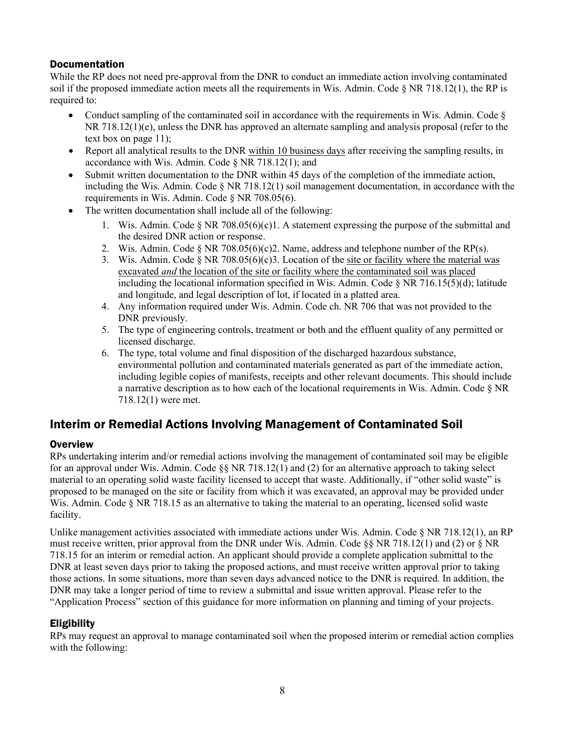### Documentation

While the RP does not need pre-approval from the DNR to conduct an immediate action involving contaminated soil if the proposed immediate action meets all the requirements in Wis. Admin. Code § NR 718.12(1), the RP is required to:

- Conduct sampling of the contaminated soil in accordance with the requirements in Wis. Admin. Code § NR 718.12(1)(e), unless the DNR has approved an alternate sampling and analysis proposal (refer to the text box on page 11);
- Report all analytical results to the DNR within 10 business days after receiving the sampling results, in accordance with Wis. Admin. Code § NR 718.12(1); and
- Submit written documentation to the DNR within 45 days of the completion of the immediate action, including the Wis. Admin. Code § NR 718.12(1) soil management documentation, in accordance with the requirements in Wis. Admin. Code § NR 708.05(6).
- The written documentation shall include all of the following:
  1. Wis. Admin. Code § NR 708.05(6)(c)1. A statement expressing the purpose of the submittal and the desired DNR action or response.
  2. Wis. Admin. Code § NR 708.05(6)(c)2. Name, address and telephone number of the RP(s).
  3. Wis. Admin. Code § NR 708.05(6)(c)3. Location of the site or facility where the material was excavated *and* the location of the site or facility where the contaminated soil was placed including the locational information specified in Wis. Admin. Code § NR 716.15(5)(d); latitude and longitude, and legal description of lot, if located in a platted area.
  4. Any information required under Wis. Admin. Code ch. NR 706 that was not provided to the DNR previously.
  5. The type of engineering controls, treatment or both and the effluent quality of any permitted or licensed discharge.
  6. The type, total volume and final disposition of the discharged hazardous substance, environmental pollution and contaminated materials generated as part of the immediate action, including legible copies of manifests, receipts and other relevant documents. This should include a narrative description as to how each of the locational requirements in Wis. Admin. Code § NR 718.12(1) were met.

## Interim or Remedial Actions Involving Management of Contaminated Soil

### Overview

RPs undertaking interim and/or remedial actions involving the management of contaminated soil may be eligible for an approval under Wis. Admin. Code §§ NR 718.12(1) and (2) for an alternative approach to taking select material to an operating solid waste facility licensed to accept that waste. Additionally, if "other solid waste" is proposed to be managed on the site or facility from which it was excavated, an approval may be provided under Wis. Admin. Code § NR 718.15 as an alternative to taking the material to an operating, licensed solid waste facility.

Unlike management activities associated with immediate actions under Wis. Admin. Code § NR 718.12(1), an RP must receive written, prior approval from the DNR under Wis. Admin. Code §§ NR 718.12(1) and (2) or § NR 718.15 for an interim or remedial action. An applicant should provide a complete application submittal to the DNR at least seven days prior to taking the proposed actions, and must receive written approval prior to taking those actions. In some situations, more than seven days advanced notice to the DNR is required. In addition, the DNR may take a longer period of time to review a submittal and issue written approval. Please refer to the "Application Process" section of this guidance for more information on planning and timing of your projects.

### Eligibility

RPs may request an approval to manage contaminated soil when the proposed interim or remedial action complies with the following: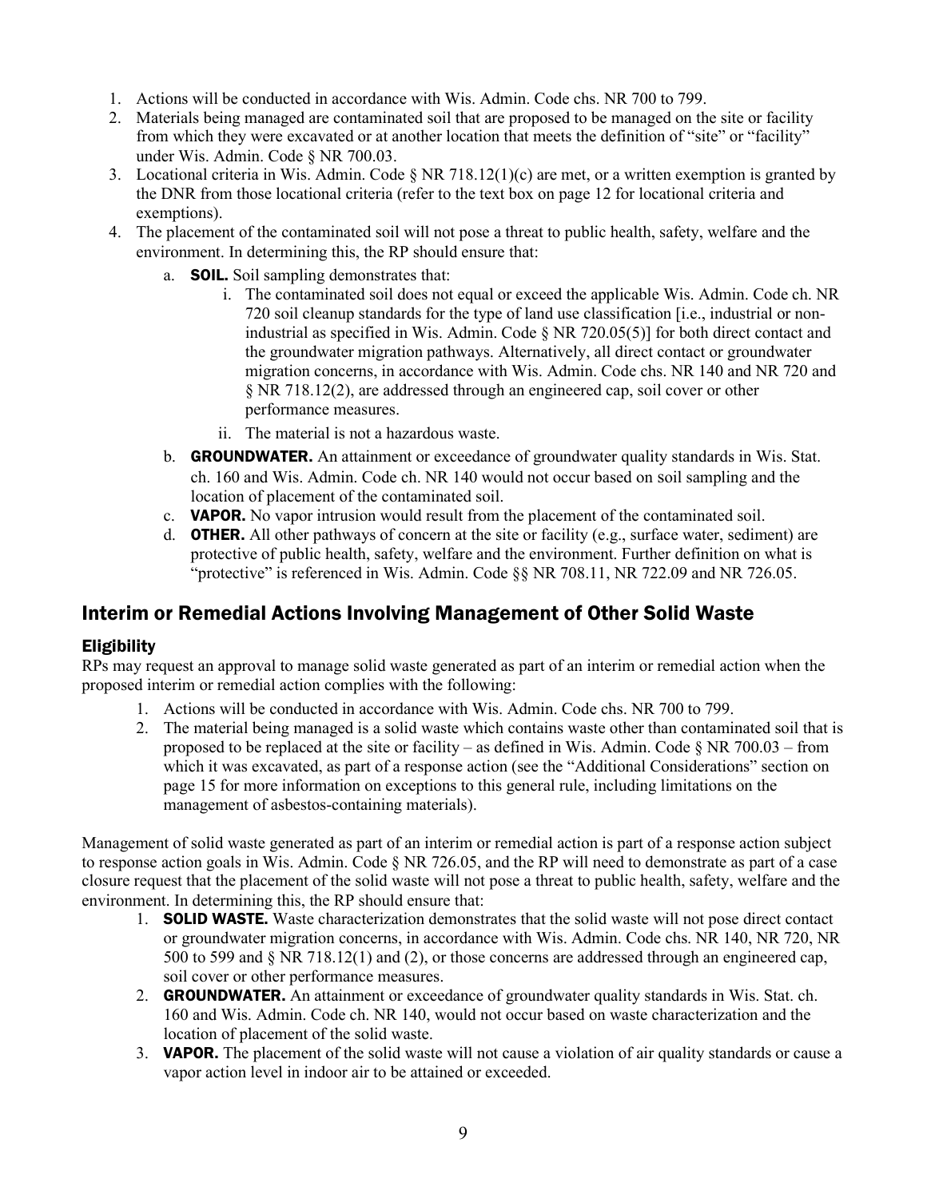1. Actions will be conducted in accordance with Wis. Admin. Code chs. NR 700 to 799.
2. Materials being managed are contaminated soil that are proposed to be managed on the site or facility from which they were excavated or at another location that meets the definition of "site" or "facility" under Wis. Admin. Code § NR 700.03.
3. Locational criteria in Wis. Admin. Code § NR 718.12(1)(c) are met, or a written exemption is granted by the DNR from those locational criteria (refer to the text box on page 12 for locational criteria and exemptions).
4. The placement of the contaminated soil will not pose a threat to public health, safety, welfare and the environment. In determining this, the RP should ensure that:
    a. **SOIL.** Soil sampling demonstrates that:
        i. The contaminated soil does not equal or exceed the applicable Wis. Admin. Code ch. NR 720 soil cleanup standards for the type of land use classification [i.e., industrial or non-industrial as specified in Wis. Admin. Code § NR 720.05(5)] for both direct contact and the groundwater migration pathways. Alternatively, all direct contact or groundwater migration concerns, in accordance with Wis. Admin. Code chs. NR 140 and NR 720 and § NR 718.12(2), are addressed through an engineered cap, soil cover or other performance measures.
        ii. The material is not a hazardous waste.
    b. **GROUNDWATER.** An attainment or exceedance of groundwater quality standards in Wis. Stat. ch. 160 and Wis. Admin. Code ch. NR 140 would not occur based on soil sampling and the location of placement of the contaminated soil.
    c. **VAPOR.** No vapor intrusion would result from the placement of the contaminated soil.
    d. **OTHER.** All other pathways of concern at the site or facility (e.g., surface water, sediment) are protective of public health, safety, welfare and the environment. Further definition on what is "protective" is referenced in Wis. Admin. Code §§ NR 708.11, NR 722.09 and NR 726.05.

## Interim or Remedial Actions Involving Management of Other Solid Waste

### Eligibility

RPs may request an approval to manage solid waste generated as part of an interim or remedial action when the proposed interim or remedial action complies with the following:

1. Actions will be conducted in accordance with Wis. Admin. Code chs. NR 700 to 799.
2. The material being managed is a solid waste which contains waste other than contaminated soil that is proposed to be replaced at the site or facility – as defined in Wis. Admin. Code § NR 700.03 – from which it was excavated, as part of a response action (see the "Additional Considerations" section on page 15 for more information on exceptions to this general rule, including limitations on the management of asbestos-containing materials).

Management of solid waste generated as part of an interim or remedial action is part of a response action subject to response action goals in Wis. Admin. Code § NR 726.05, and the RP will need to demonstrate as part of a case closure request that the placement of the solid waste will not pose a threat to public health, safety, welfare and the environment. In determining this, the RP should ensure that:

1. **SOLID WASTE.** Waste characterization demonstrates that the solid waste will not pose direct contact or groundwater migration concerns, in accordance with Wis. Admin. Code chs. NR 140, NR 720, NR 500 to 599 and § NR 718.12(1) and (2), or those concerns are addressed through an engineered cap, soil cover or other performance measures.
2. **GROUNDWATER.** An attainment or exceedance of groundwater quality standards in Wis. Stat. ch. 160 and Wis. Admin. Code ch. NR 140, would not occur based on waste characterization and the location of placement of the solid waste.
3. **VAPOR.** The placement of the solid waste will not cause a violation of air quality standards or cause a vapor action level in indoor air to be attained or exceeded.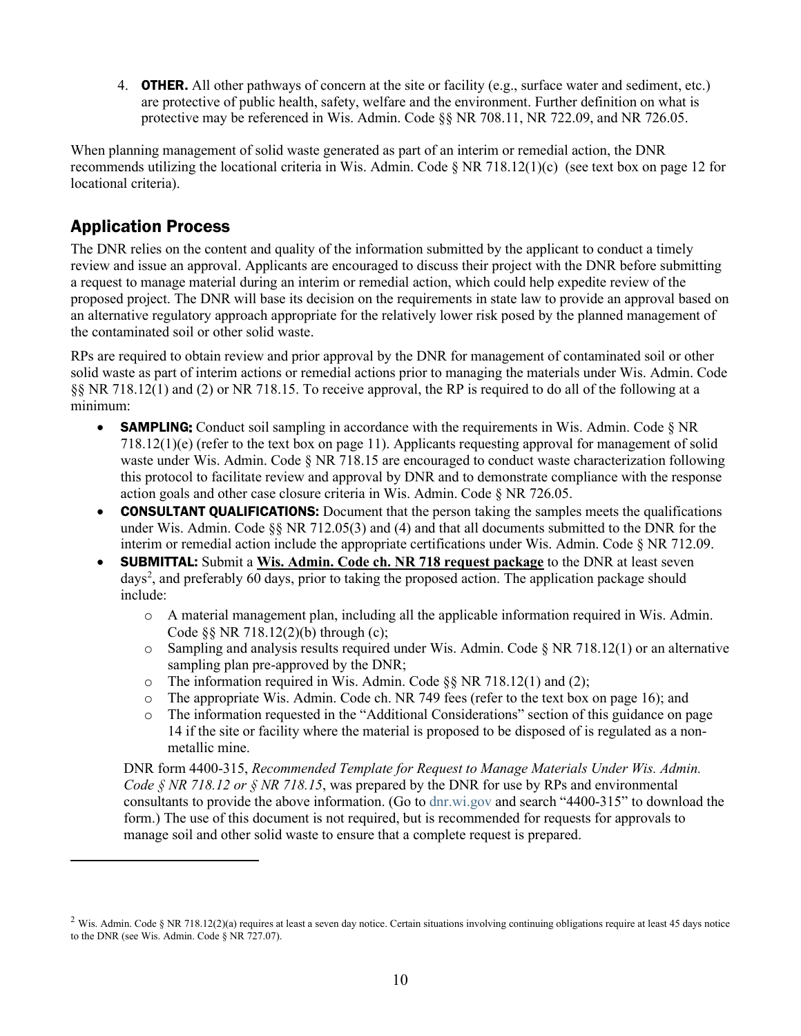4. **OTHER.** All other pathways of concern at the site or facility (e.g., surface water and sediment, etc.) are protective of public health, safety, welfare and the environment. Further definition on what is protective may be referenced in Wis. Admin. Code §§ NR 708.11, NR 722.09, and NR 726.05.

When planning management of solid waste generated as part of an interim or remedial action, the DNR recommends utilizing the locational criteria in Wis. Admin. Code § NR 718.12(1)(c) (see text box on page 12 for locational criteria).

## Application Process

The DNR relies on the content and quality of the information submitted by the applicant to conduct a timely review and issue an approval. Applicants are encouraged to discuss their project with the DNR before submitting a request to manage material during an interim or remedial action, which could help expedite review of the proposed project. The DNR will base its decision on the requirements in state law to provide an approval based on an alternative regulatory approach appropriate for the relatively lower risk posed by the planned management of the contaminated soil or other solid waste.

RPs are required to obtain review and prior approval by the DNR for management of contaminated soil or other solid waste as part of interim actions or remedial actions prior to managing the materials under Wis. Admin. Code §§ NR 718.12(1) and (2) or NR 718.15. To receive approval, the RP is required to do all of the following at a minimum:

- **SAMPLING:** Conduct soil sampling in accordance with the requirements in Wis. Admin. Code § NR 718.12(1)(e) (refer to the text box on page 11). Applicants requesting approval for management of solid waste under Wis. Admin. Code § NR 718.15 are encouraged to conduct waste characterization following this protocol to facilitate review and approval by DNR and to demonstrate compliance with the response action goals and other case closure criteria in Wis. Admin. Code § NR 726.05.
- **CONSULTANT QUALIFICATIONS:** Document that the person taking the samples meets the qualifications under Wis. Admin. Code §§ NR 712.05(3) and (4) and that all documents submitted to the DNR for the interim or remedial action include the appropriate certifications under Wis. Admin. Code § NR 712.09.
- **SUBMITTAL:** Submit a **Wis. Admin. Code ch. NR 718 request package** to the DNR at least seven days[2], and preferably 60 days, prior to taking the proposed action. The application package should include:
  - A material management plan, including all the applicable information required in Wis. Admin. Code §§ NR 718.12(2)(b) through (c);
  - Sampling and analysis results required under Wis. Admin. Code § NR 718.12(1) or an alternative sampling plan pre-approved by the DNR;
  - The information required in Wis. Admin. Code §§ NR 718.12(1) and (2);
  - The appropriate Wis. Admin. Code ch. NR 749 fees (refer to the text box on page 16); and
  - The information requested in the "Additional Considerations" section of this guidance on page 14 if the site or facility where the material is proposed to be disposed of is regulated as a non-metallic mine.

  DNR form 4400-315, *Recommended Template for Request to Manage Materials Under Wis. Admin. Code § NR 718.12 or § NR 718.15*, was prepared by the DNR for use by RPs and environmental consultants to provide the above information. (Go to dnr.wi.gov and search "4400-315" to download the form.) The use of this document is not required, but is recommended for requests for approvals to manage soil and other solid waste to ensure that a complete request is prepared.

---

[2] Wis. Admin. Code § NR 718.12(2)(a) requires at least a seven day notice. Certain situations involving continuing obligations require at least 45 days notice to the DNR (see Wis. Admin. Code § NR 727.07).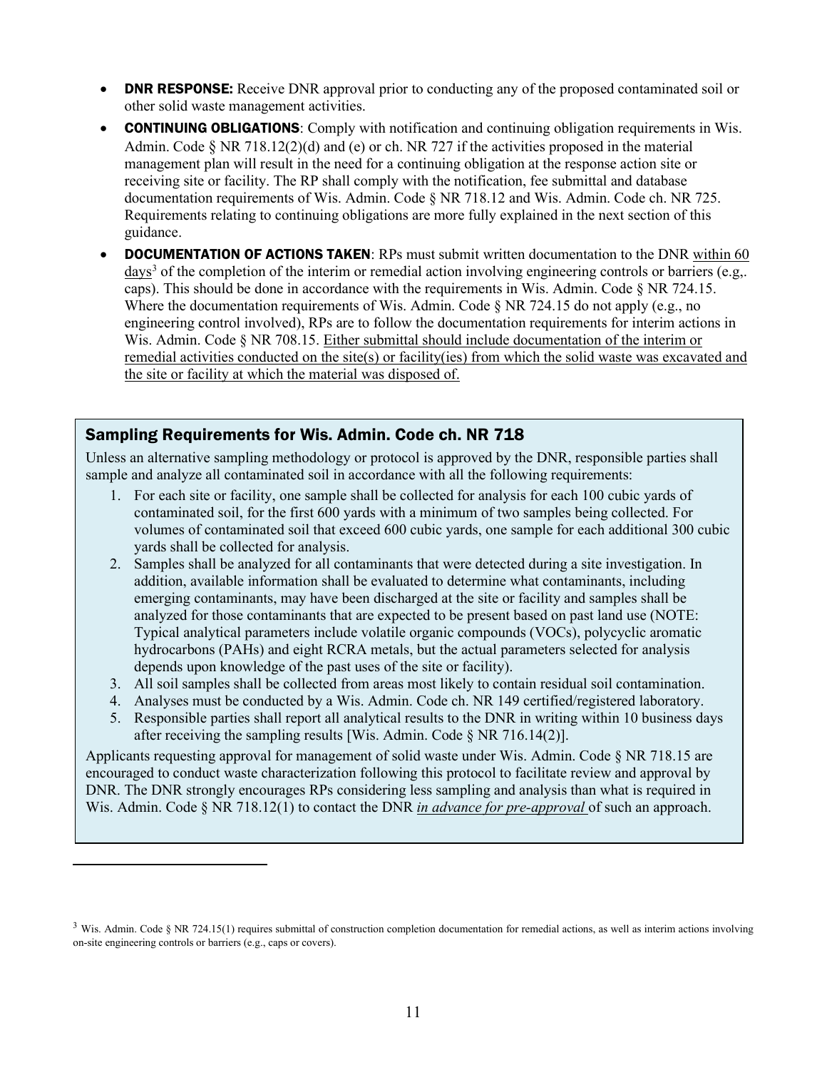- **DNR RESPONSE:** Receive DNR approval prior to conducting any of the proposed contaminated soil or other solid waste management activities.
- **CONTINUING OBLIGATIONS**: Comply with notification and continuing obligation requirements in Wis. Admin. Code § NR 718.12(2)(d) and (e) or ch. NR 727 if the activities proposed in the material management plan will result in the need for a continuing obligation at the response action site or receiving site or facility. The RP shall comply with the notification, fee submittal and database documentation requirements of Wis. Admin. Code § NR 718.12 and Wis. Admin. Code ch. NR 725. Requirements relating to continuing obligations are more fully explained in the next section of this guidance.
- **DOCUMENTATION OF ACTIONS TAKEN**: RPs must submit written documentation to the DNR within 60 days[3] of the completion of the interim or remedial action involving engineering controls or barriers (e.g,. caps). This should be done in accordance with the requirements in Wis. Admin. Code § NR 724.15. Where the documentation requirements of Wis. Admin. Code § NR 724.15 do not apply (e.g., no engineering control involved), RPs are to follow the documentation requirements for interim actions in Wis. Admin. Code § NR 708.15. Either submittal should include documentation of the interim or remedial activities conducted on the site(s) or facility(ies) from which the solid waste was excavated and the site or facility at which the material was disposed of.

## Sampling Requirements for Wis. Admin. Code ch. NR 718

Unless an alternative sampling methodology or protocol is approved by the DNR, responsible parties shall sample and analyze all contaminated soil in accordance with all the following requirements:

1. For each site or facility, one sample shall be collected for analysis for each 100 cubic yards of contaminated soil, for the first 600 yards with a minimum of two samples being collected. For volumes of contaminated soil that exceed 600 cubic yards, one sample for each additional 300 cubic yards shall be collected for analysis.
2. Samples shall be analyzed for all contaminants that were detected during a site investigation. In addition, available information shall be evaluated to determine what contaminants, including emerging contaminants, may have been discharged at the site or facility and samples shall be analyzed for those contaminants that are expected to be present based on past land use (NOTE: Typical analytical parameters include volatile organic compounds (VOCs), polycyclic aromatic hydrocarbons (PAHs) and eight RCRA metals, but the actual parameters selected for analysis depends upon knowledge of the past uses of the site or facility).
3. All soil samples shall be collected from areas most likely to contain residual soil contamination.
4. Analyses must be conducted by a Wis. Admin. Code ch. NR 149 certified/registered laboratory.
5. Responsible parties shall report all analytical results to the DNR in writing within 10 business days after receiving the sampling results [Wis. Admin. Code § NR 716.14(2)].

Applicants requesting approval for management of solid waste under Wis. Admin. Code § NR 718.15 are encouraged to conduct waste characterization following this protocol to facilitate review and approval by DNR. The DNR strongly encourages RPs considering less sampling and analysis than what is required in Wis. Admin. Code § NR 718.12(1) to contact the DNR ***in advance for pre-approval*** of such an approach.

---

[3] Wis. Admin. Code § NR 724.15(1) requires submittal of construction completion documentation for remedial actions, as well as interim actions involving on-site engineering controls or barriers (e.g., caps or covers).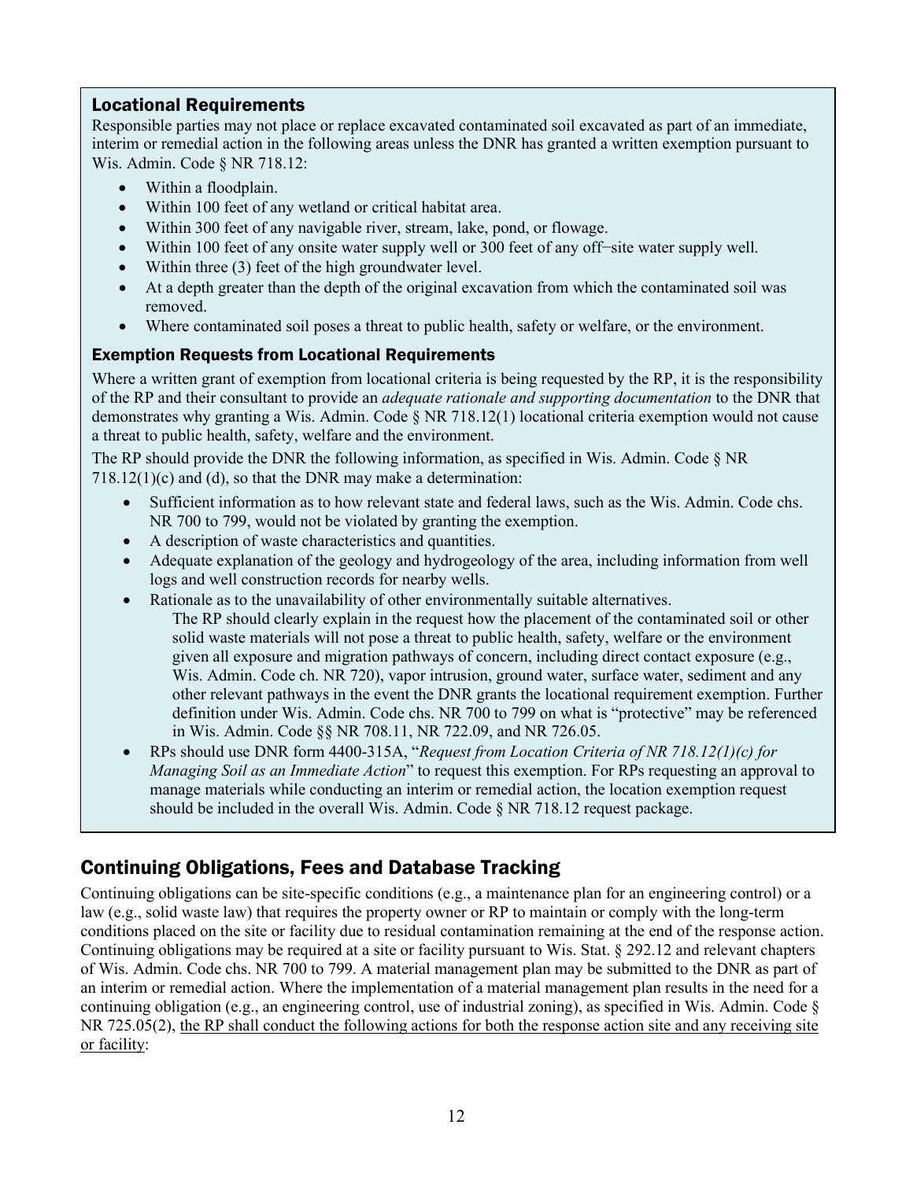### Locational Requirements

Responsible parties may not place or replace excavated contaminated soil excavated as part of an immediate, interim or remedial action in the following areas unless the DNR has granted a written exemption pursuant to Wis. Admin. Code § NR 718.12:

- Within a floodplain.
- Within 100 feet of any wetland or critical habitat area.
- Within 300 feet of any navigable river, stream, lake, pond, or flowage.
- Within 100 feet of any onsite water supply well or 300 feet of any off-site water supply well.
- Within three (3) feet of the high groundwater level.
- At a depth greater than the depth of the original excavation from which the contaminated soil was removed.
- Where contaminated soil poses a threat to public health, safety or welfare, or the environment.

#### Exemption Requests from Locational Requirements

Where a written grant of exemption from locational criteria is being requested by the RP, it is the responsibility of the RP and their consultant to provide an *adequate rationale and supporting documentation* to the DNR that demonstrates why granting a Wis. Admin. Code § NR 718.12(1) locational criteria exemption would not cause a threat to public health, safety, welfare and the environment.

The RP should provide the DNR the following information, as specified in Wis. Admin. Code § NR 718.12(1)(c) and (d), so that the DNR may make a determination:

- Sufficient information as to how relevant state and federal laws, such as the Wis. Admin. Code chs. NR 700 to 799, would not be violated by granting the exemption.
- A description of waste characteristics and quantities.
- Adequate explanation of the geology and hydrogeology of the area, including information from well logs and well construction records for nearby wells.
- Rationale as to the unavailability of other environmentally suitable alternatives.

  The RP should clearly explain in the request how the placement of the contaminated soil or other solid waste materials will not pose a threat to public health, safety, welfare or the environment given all exposure and migration pathways of concern, including direct contact exposure (e.g., Wis. Admin. Code ch. NR 720), vapor intrusion, ground water, surface water, sediment and any other relevant pathways in the event the DNR grants the locational requirement exemption. Further definition under Wis. Admin. Code chs. NR 700 to 799 on what is "protective" may be referenced in Wis. Admin. Code §§ NR 708.11, NR 722.09, and NR 726.05.
- RPs should use DNR form 4400-315A, "*Request from Location Criteria of NR 718.12(1)(c) for Managing Soil as an Immediate Action*" to request this exemption. For RPs requesting an approval to manage materials while conducting an interim or remedial action, the location exemption request should be included in the overall Wis. Admin. Code § NR 718.12 request package.

## Continuing Obligations, Fees and Database Tracking

Continuing obligations can be site-specific conditions (e.g., a maintenance plan for an engineering control) or a law (e.g., solid waste law) that requires the property owner or RP to maintain or comply with the long-term conditions placed on the site or facility due to residual contamination remaining at the end of the response action. Continuing obligations may be required at a site or facility pursuant to Wis. Stat. § 292.12 and relevant chapters of Wis. Admin. Code chs. NR 700 to 799. A material management plan may be submitted to the DNR as part of an interim or remedial action. Where the implementation of a material management plan results in the need for a continuing obligation (e.g., an engineering control, use of industrial zoning), as specified in Wis. Admin. Code § NR 725.05(2), the RP shall conduct the following actions for both the response action site and any receiving site or facility: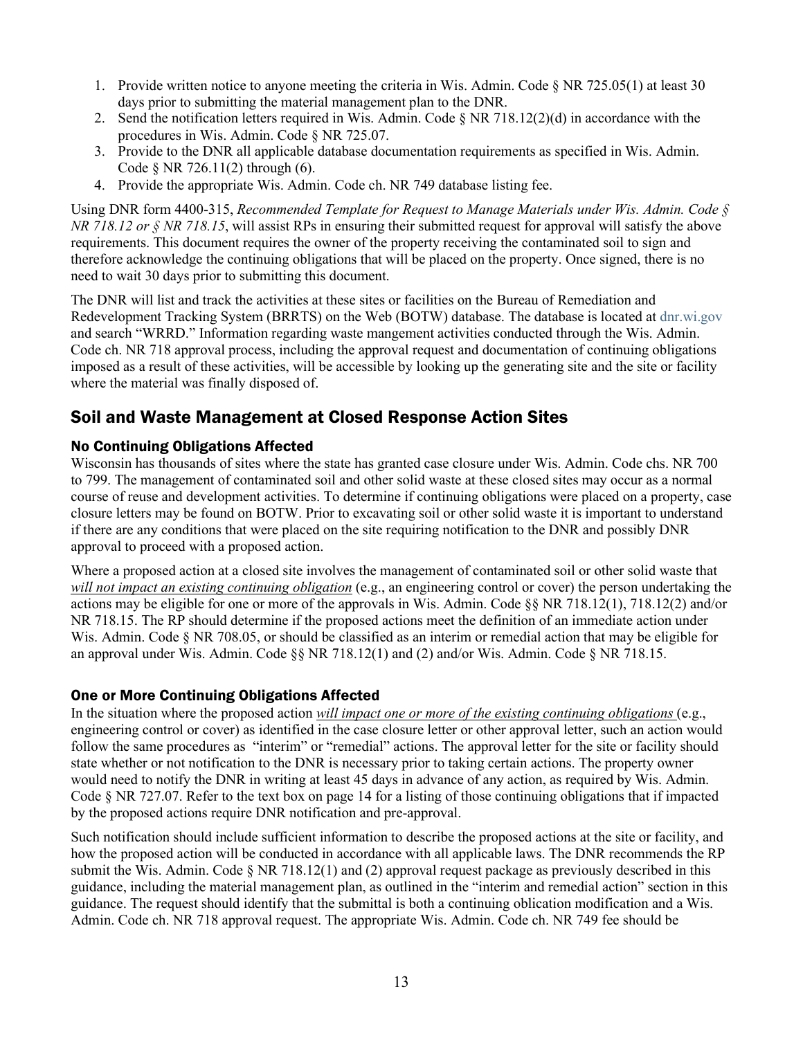1. Provide written notice to anyone meeting the criteria in Wis. Admin. Code § NR 725.05(1) at least 30 days prior to submitting the material management plan to the DNR.
2. Send the notification letters required in Wis. Admin. Code § NR 718.12(2)(d) in accordance with the procedures in Wis. Admin. Code § NR 725.07.
3. Provide to the DNR all applicable database documentation requirements as specified in Wis. Admin. Code § NR 726.11(2) through (6).
4. Provide the appropriate Wis. Admin. Code ch. NR 749 database listing fee.

Using DNR form 4400-315, *Recommended Template for Request to Manage Materials under Wis. Admin. Code § NR 718.12 or § NR 718.15*, will assist RPs in ensuring their submitted request for approval will satisfy the above requirements. This document requires the owner of the property receiving the contaminated soil to sign and therefore acknowledge the continuing obligations that will be placed on the property. Once signed, there is no need to wait 30 days prior to submitting this document.

The DNR will list and track the activities at these sites or facilities on the Bureau of Remediation and Redevelopment Tracking System (BRRTS) on the Web (BOTW) database. The database is located at dnr.wi.gov and search "WRRD." Information regarding waste mangement activities conducted through the Wis. Admin. Code ch. NR 718 approval process, including the approval request and documentation of continuing obligations imposed as a result of these activities, will be accessible by looking up the generating site and the site or facility where the material was finally disposed of.

## Soil and Waste Management at Closed Response Action Sites

### No Continuing Obligations Affected

Wisconsin has thousands of sites where the state has granted case closure under Wis. Admin. Code chs. NR 700 to 799. The management of contaminated soil and other solid waste at these closed sites may occur as a normal course of reuse and development activities. To determine if continuing obligations were placed on a property, case closure letters may be found on BOTW. Prior to excavating soil or other solid waste it is important to understand if there are any conditions that were placed on the site requiring notification to the DNR and possibly DNR approval to proceed with a proposed action.

Where a proposed action at a closed site involves the management of contaminated soil or other solid waste that *will not impact an existing continuing obligation* (e.g., an engineering control or cover) the person undertaking the actions may be eligible for one or more of the approvals in Wis. Admin. Code §§ NR 718.12(1), 718.12(2) and/or NR 718.15. The RP should determine if the proposed actions meet the definition of an immediate action under Wis. Admin. Code § NR 708.05, or should be classified as an interim or remedial action that may be eligible for an approval under Wis. Admin. Code §§ NR 718.12(1) and (2) and/or Wis. Admin. Code § NR 718.15.

### One or More Continuing Obligations Affected

In the situation where the proposed action *will impact one or more of the existing continuing obligations* (e.g., engineering control or cover) as identified in the case closure letter or other approval letter, such an action would follow the same procedures as "interim" or "remedial" actions. The approval letter for the site or facility should state whether or not notification to the DNR is necessary prior to taking certain actions. The property owner would need to notify the DNR in writing at least 45 days in advance of any action, as required by Wis. Admin. Code § NR 727.07. Refer to the text box on page 14 for a listing of those continuing obligations that if impacted by the proposed actions require DNR notification and pre-approval.

Such notification should include sufficient information to describe the proposed actions at the site or facility, and how the proposed action will be conducted in accordance with all applicable laws. The DNR recommends the RP submit the Wis. Admin. Code § NR 718.12(1) and (2) approval request package as previously described in this guidance, including the material management plan, as outlined in the "interim and remedial action" section in this guidance. The request should identify that the submittal is both a continuing oblication modification and a Wis. Admin. Code ch. NR 718 approval request. The appropriate Wis. Admin. Code ch. NR 749 fee should be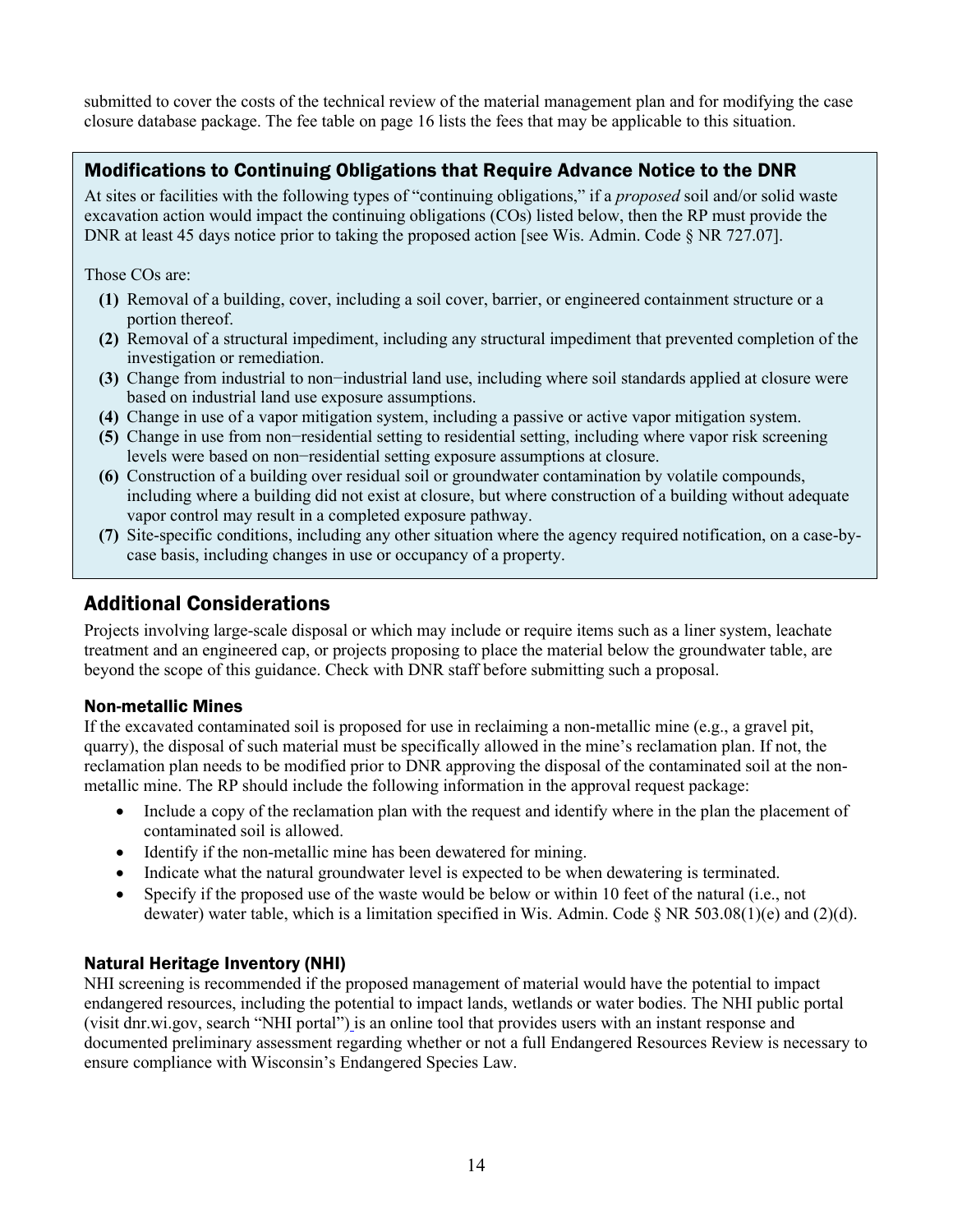submitted to cover the costs of the technical review of the material management plan and for modifying the case closure database package. The fee table on page 16 lists the fees that may be applicable to this situation.

### Modifications to Continuing Obligations that Require Advance Notice to the DNR

At sites or facilities with the following types of "continuing obligations," if a *proposed* soil and/or solid waste excavation action would impact the continuing obligations (COs) listed below, then the RP must provide the DNR at least 45 days notice prior to taking the proposed action [see Wis. Admin. Code § NR 727.07].

Those COs are:

- **(1)** Removal of a building, cover, including a soil cover, barrier, or engineered containment structure or a portion thereof.
- **(2)** Removal of a structural impediment, including any structural impediment that prevented completion of the investigation or remediation.
- **(3)** Change from industrial to non−industrial land use, including where soil standards applied at closure were based on industrial land use exposure assumptions.
- **(4)** Change in use of a vapor mitigation system, including a passive or active vapor mitigation system.
- **(5)** Change in use from non−residential setting to residential setting, including where vapor risk screening levels were based on non−residential setting exposure assumptions at closure.
- **(6)** Construction of a building over residual soil or groundwater contamination by volatile compounds, including where a building did not exist at closure, but where construction of a building without adequate vapor control may result in a completed exposure pathway.
- **(7)** Site-specific conditions, including any other situation where the agency required notification, on a case-by-case basis, including changes in use or occupancy of a property.

## Additional Considerations

Projects involving large-scale disposal or which may include or require items such as a liner system, leachate treatment and an engineered cap, or projects proposing to place the material below the groundwater table, are beyond the scope of this guidance. Check with DNR staff before submitting such a proposal.

### Non-metallic Mines

If the excavated contaminated soil is proposed for use in reclaiming a non-metallic mine (e.g., a gravel pit, quarry), the disposal of such material must be specifically allowed in the mine's reclamation plan. If not, the reclamation plan needs to be modified prior to DNR approving the disposal of the contaminated soil at the non-metallic mine. The RP should include the following information in the approval request package:

- Include a copy of the reclamation plan with the request and identify where in the plan the placement of contaminated soil is allowed.
- Identify if the non-metallic mine has been dewatered for mining.
- Indicate what the natural groundwater level is expected to be when dewatering is terminated.
- Specify if the proposed use of the waste would be below or within 10 feet of the natural (i.e., not dewater) water table, which is a limitation specified in Wis. Admin. Code § NR 503.08(1)(e) and (2)(d).

### Natural Heritage Inventory (NHI)

NHI screening is recommended if the proposed management of material would have the potential to impact endangered resources, including the potential to impact lands, wetlands or water bodies. The NHI public portal (visit dnr.wi.gov, search "NHI portal") is an online tool that provides users with an instant response and documented preliminary assessment regarding whether or not a full Endangered Resources Review is necessary to ensure compliance with Wisconsin's Endangered Species Law.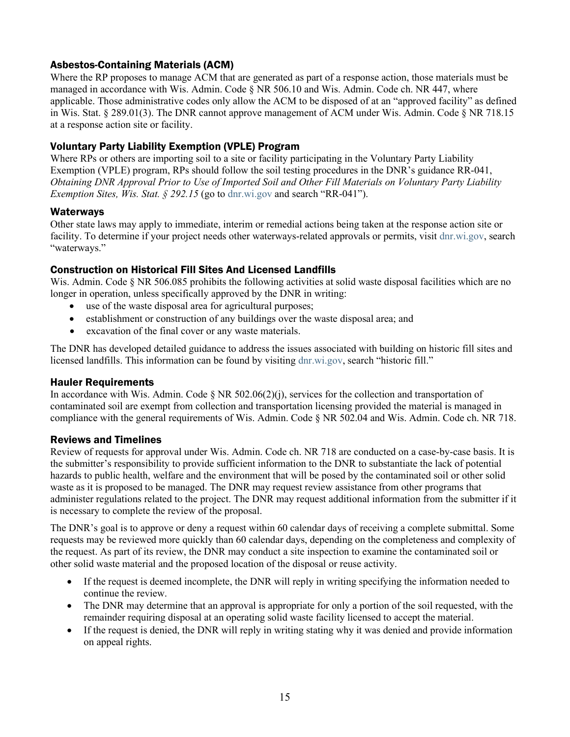### Asbestos-Containing Materials (ACM)

Where the RP proposes to manage ACM that are generated as part of a response action, those materials must be managed in accordance with Wis. Admin. Code § NR 506.10 and Wis. Admin. Code ch. NR 447, where applicable. Those administrative codes only allow the ACM to be disposed of at an "approved facility" as defined in Wis. Stat. § 289.01(3). The DNR cannot approve management of ACM under Wis. Admin. Code § NR 718.15 at a response action site or facility.

### Voluntary Party Liability Exemption (VPLE) Program

Where RPs or others are importing soil to a site or facility participating in the Voluntary Party Liability Exemption (VPLE) program, RPs should follow the soil testing procedures in the DNR's guidance RR-041, *Obtaining DNR Approval Prior to Use of Imported Soil and Other Fill Materials on Voluntary Party Liability Exemption Sites, Wis. Stat. § 292.15* (go to dnr.wi.gov and search "RR-041").

### Waterways

Other state laws may apply to immediate, interim or remedial actions being taken at the response action site or facility. To determine if your project needs other waterways-related approvals or permits, visit dnr.wi.gov, search "waterways."

### Construction on Historical Fill Sites And Licensed Landfills

Wis. Admin. Code § NR 506.085 prohibits the following activities at solid waste disposal facilities which are no longer in operation, unless specifically approved by the DNR in writing:

- use of the waste disposal area for agricultural purposes;
- establishment or construction of any buildings over the waste disposal area; and
- excavation of the final cover or any waste materials.

The DNR has developed detailed guidance to address the issues associated with building on historic fill sites and licensed landfills. This information can be found by visiting dnr.wi.gov, search "historic fill."

### Hauler Requirements

In accordance with Wis. Admin. Code § NR 502.06(2)(j), services for the collection and transportation of contaminated soil are exempt from collection and transportation licensing provided the material is managed in compliance with the general requirements of Wis. Admin. Code § NR 502.04 and Wis. Admin. Code ch. NR 718.

### Reviews and Timelines

Review of requests for approval under Wis. Admin. Code ch. NR 718 are conducted on a case-by-case basis. It is the submitter's responsibility to provide sufficient information to the DNR to substantiate the lack of potential hazards to public health, welfare and the environment that will be posed by the contaminated soil or other solid waste as it is proposed to be managed. The DNR may request review assistance from other programs that administer regulations related to the project. The DNR may request additional information from the submitter if it is necessary to complete the review of the proposal.

The DNR's goal is to approve or deny a request within 60 calendar days of receiving a complete submittal. Some requests may be reviewed more quickly than 60 calendar days, depending on the completeness and complexity of the request. As part of its review, the DNR may conduct a site inspection to examine the contaminated soil or other solid waste material and the proposed location of the disposal or reuse activity.

- If the request is deemed incomplete, the DNR will reply in writing specifying the information needed to continue the review.
- The DNR may determine that an approval is appropriate for only a portion of the soil requested, with the remainder requiring disposal at an operating solid waste facility licensed to accept the material.
- If the request is denied, the DNR will reply in writing stating why it was denied and provide information on appeal rights.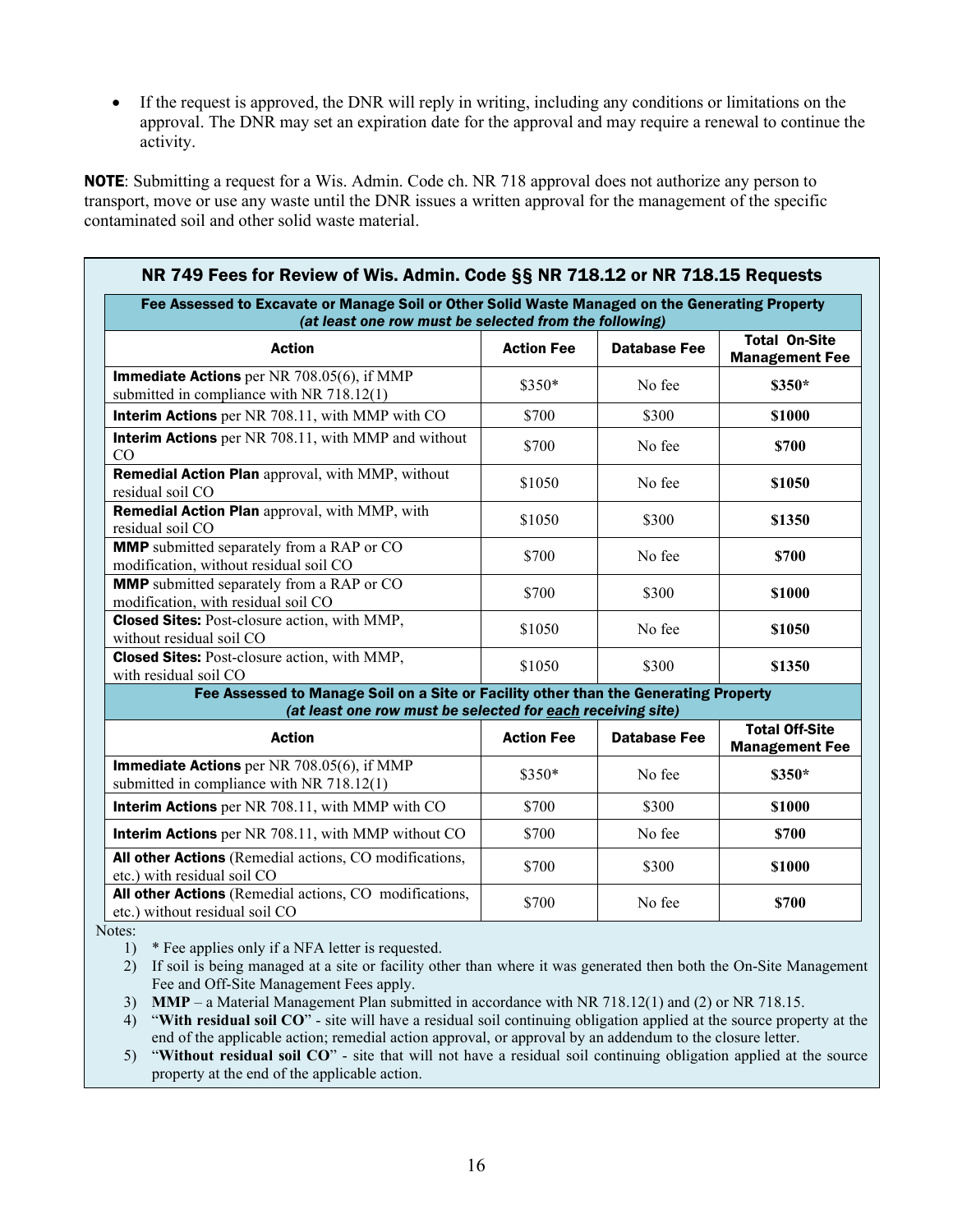- If the request is approved, the DNR will reply in writing, including any conditions or limitations on the approval. The DNR may set an expiration date for the approval and may require a renewal to continue the activity.

**NOTE**: Submitting a request for a Wis. Admin. Code ch. NR 718 approval does not authorize any person to transport, move or use any waste until the DNR issues a written approval for the management of the specific contaminated soil and other solid waste material.

### NR 749 Fees for Review of Wis. Admin. Code §§ NR 718.12 or NR 718.15 Requests

| **Fee Assessed to Excavate or Manage Soil or Other Solid Waste Managed on the Generating Property** *(at least one row must be selected from the following)* | | | |
|---|---|---|---|
| **Action** | **Action Fee** | **Database Fee** | **Total On-Site Management Fee** |
| **Immediate Actions** per NR 708.05(6), if MMP submitted in compliance with NR 718.12(1) | $350* | No fee | **$350*** |
| **Interim Actions** per NR 708.11, with MMP with CO | $700 | $300 | **$1000** |
| **Interim Actions** per NR 708.11, with MMP and without CO | $700 | No fee | **$700** |
| **Remedial Action Plan** approval, with MMP, without residual soil CO | $1050 | No fee | **$1050** |
| **Remedial Action Plan** approval, with MMP, with residual soil CO | $1050 | $300 | **$1350** |
| **MMP** submitted separately from a RAP or CO modification, without residual soil CO | $700 | No fee | **$700** |
| **MMP** submitted separately from a RAP or CO modification, with residual soil CO | $700 | $300 | **$1000** |
| **Closed Sites:** Post-closure action, with MMP, without residual soil CO | $1050 | No fee | **$1050** |
| **Closed Sites:** Post-closure action, with MMP, with residual soil CO | $1050 | $300 | **$1350** |
| **Fee Assessed to Manage Soil on a Site or Facility other than the Generating Property** *(at least one row must be selected for each receiving site)* | | | |
| **Action** | **Action Fee** | **Database Fee** | **Total Off-Site Management Fee** |
| **Immediate Actions** per NR 708.05(6), if MMP submitted in compliance with NR 718.12(1) | $350* | No fee | **$350*** |
| **Interim Actions** per NR 708.11, with MMP with CO | $700 | $300 | **$1000** |
| **Interim Actions** per NR 708.11, with MMP without CO | $700 | No fee | **$700** |
| **All other Actions** (Remedial actions, CO modifications, etc.) with residual soil CO | $700 | $300 | **$1000** |
| **All other Actions** (Remedial actions, CO modifications, etc.) without residual soil CO | $700 | No fee | **$700** |

Notes:

1) * Fee applies only if a NFA letter is requested.
2) If soil is being managed at a site or facility other than where it was generated then both the On-Site Management Fee and Off-Site Management Fees apply.
3) **MMP** – a Material Management Plan submitted in accordance with NR 718.12(1) and (2) or NR 718.15.
4) "**With residual soil CO**" - site will have a residual soil continuing obligation applied at the source property at the end of the applicable action; remedial action approval, or approval by an addendum to the closure letter.
5) "**Without residual soil CO**" - site that will not have a residual soil continuing obligation applied at the source property at the end of the applicable action.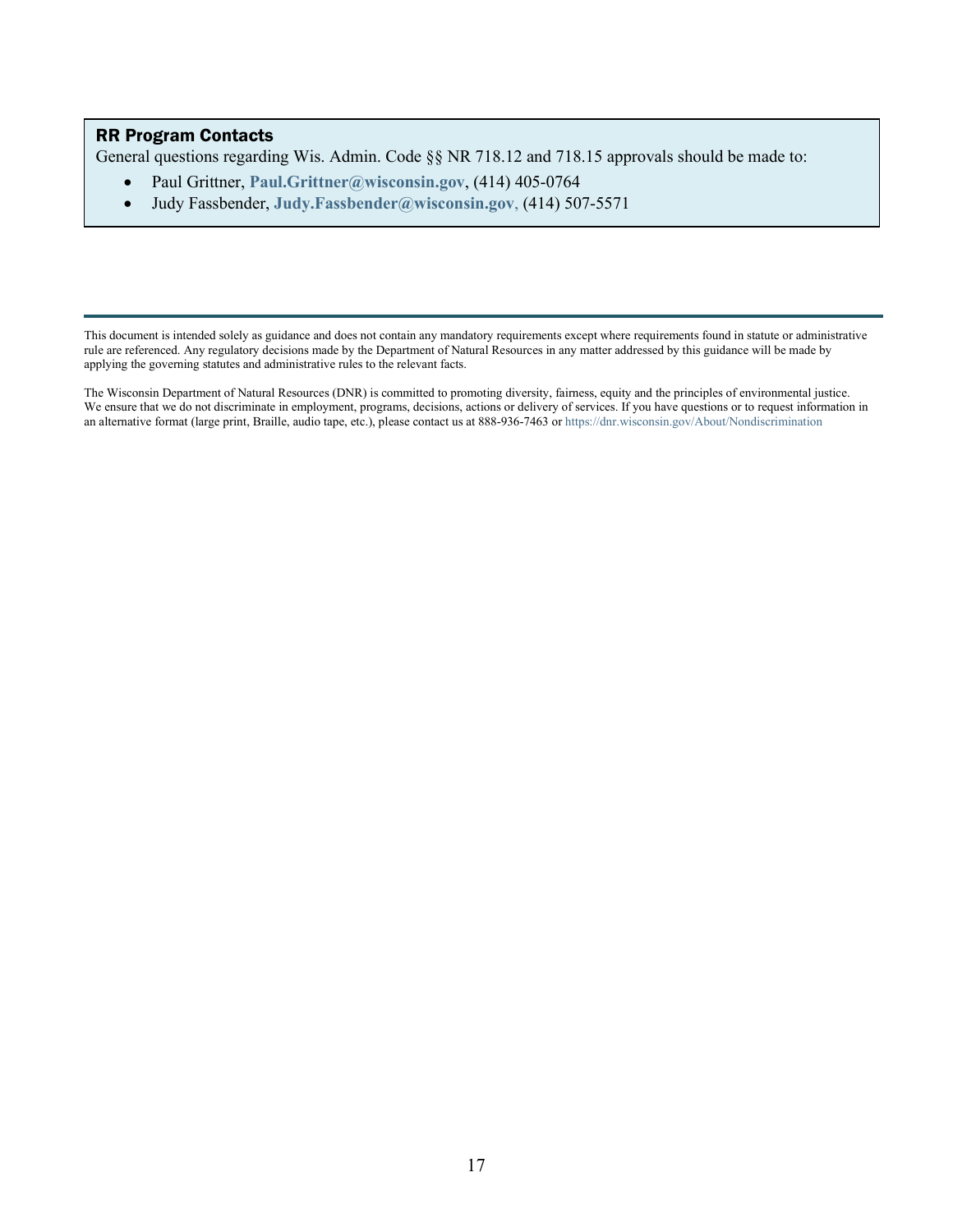## RR Program Contacts

General questions regarding Wis. Admin. Code §§ NR 718.12 and 718.15 approvals should be made to:

- Paul Grittner, **Paul.Grittner@wisconsin.gov**, (414) 405-0764
- Judy Fassbender, **Judy.Fassbender@wisconsin.gov**, (414) 507-5571

---

This document is intended solely as guidance and does not contain any mandatory requirements except where requirements found in statute or administrative rule are referenced. Any regulatory decisions made by the Department of Natural Resources in any matter addressed by this guidance will be made by applying the governing statutes and administrative rules to the relevant facts.

The Wisconsin Department of Natural Resources (DNR) is committed to promoting diversity, fairness, equity and the principles of environmental justice. We ensure that we do not discriminate in employment, programs, decisions, actions or delivery of services. If you have questions or to request information in an alternative format (large print, Braille, audio tape, etc.), please contact us at 888-936-7463 or https://dnr.wisconsin.gov/About/Nondiscrimination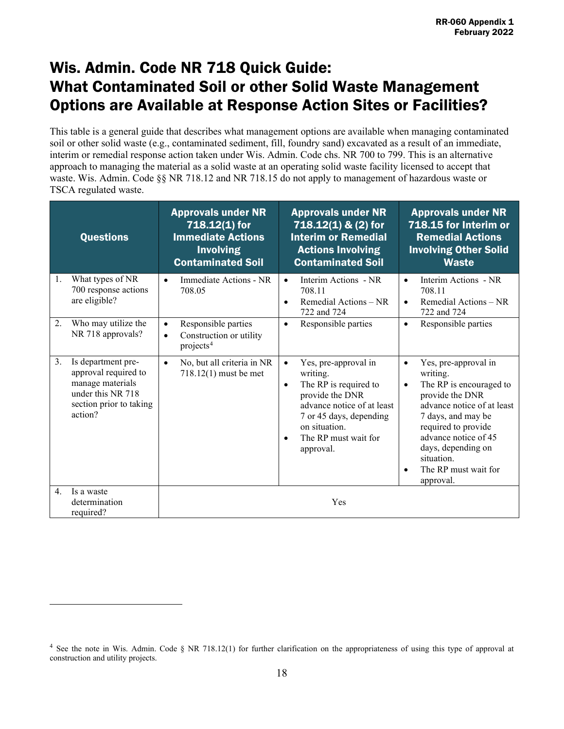# Wis. Admin. Code NR 718 Quick Guide: What Contaminated Soil or other Solid Waste Management Options are Available at Response Action Sites or Facilities?

This table is a general guide that describes what management options are available when managing contaminated soil or other solid waste (e.g., contaminated sediment, fill, foundry sand) excavated as a result of an immediate, interim or remedial response action taken under Wis. Admin. Code chs. NR 700 to 799. This is an alternative approach to managing the material as a solid waste at an operating solid waste facility licensed to accept that waste. Wis. Admin. Code §§ NR 718.12 and NR 718.15 do not apply to management of hazardous waste or TSCA regulated waste.

| Questions | Approvals under NR 718.12(1) for Immediate Actions Involving Contaminated Soil | Approvals under NR 718.12(1) & (2) for Interim or Remedial Actions Involving Contaminated Soil | Approvals under NR 718.15 for Interim or Remedial Actions Involving Other Solid Waste |
|---|---|---|---|
| 1. What types of NR 700 response actions are eligible? | • Immediate Actions - NR 708.05 | • Interim Actions - NR 708.11<br>• Remedial Actions – NR 722 and 724 | • Interim Actions - NR 708.11<br>• Remedial Actions – NR 722 and 724 |
| 2. Who may utilize the NR 718 approvals? | • Responsible parties<br>• Construction or utility projects[4] | • Responsible parties | • Responsible parties |
| 3. Is department pre-approval required to manage materials under this NR 718 section prior to taking action? | • No, but all criteria in NR 718.12(1) must be met | • Yes, pre-approval in writing.<br>• The RP is required to provide the DNR advance notice of at least 7 or 45 days, depending on situation.<br>• The RP must wait for approval. | • Yes, pre-approval in writing.<br>• The RP is encouraged to provide the DNR advance notice of at least 7 days, and may be required to provide advance notice of 45 days, depending on situation.<br>• The RP must wait for approval. |
| 4. Is a waste determination required? | Yes | | |

[4] See the note in Wis. Admin. Code § NR 718.12(1) for further clarification on the appropriateness of using this type of approval at construction and utility projects.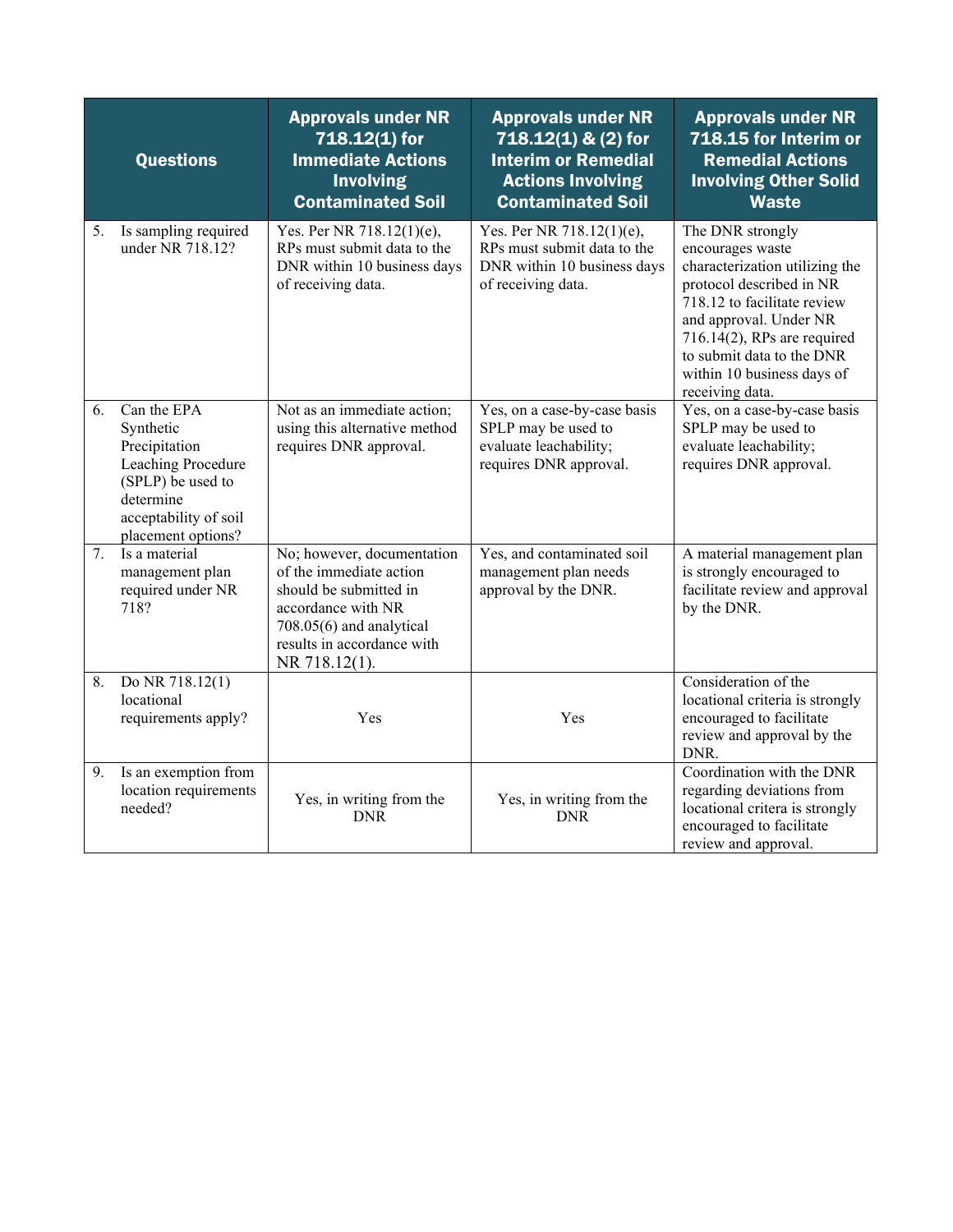| Questions | Approvals under NR 718.12(1) for Immediate Actions Involving Contaminated Soil | Approvals under NR 718.12(1) & (2) for Interim or Remedial Actions Involving Contaminated Soil | Approvals under NR 718.15 for Interim or Remedial Actions Involving Other Solid Waste |
|---|---|---|---|
| 5. Is sampling required under NR 718.12? | Yes. Per NR 718.12(1)(e), RPs must submit data to the DNR within 10 business days of receiving data. | Yes. Per NR 718.12(1)(e), RPs must submit data to the DNR within 10 business days of receiving data. | The DNR strongly encourages waste characterization utilizing the protocol described in NR 718.12 to facilitate review and approval. Under NR 716.14(2), RPs are required to submit data to the DNR within 10 business days of receiving data. |
| 6. Can the EPA Synthetic Precipitation Leaching Procedure (SPLP) be used to determine acceptability of soil placement options? | Not as an immediate action; using this alternative method requires DNR approval. | Yes, on a case-by-case basis SPLP may be used to evaluate leachability; requires DNR approval. | Yes, on a case-by-case basis SPLP may be used to evaluate leachability; requires DNR approval. |
| 7. Is a material management plan required under NR 718? | No; however, documentation of the immediate action should be submitted in accordance with NR 708.05(6) and analytical results in accordance with NR 718.12(1). | Yes, and contaminated soil management plan needs approval by the DNR. | A material management plan is strongly encouraged to facilitate review and approval by the DNR. |
| 8. Do NR 718.12(1) locational requirements apply? | Yes | Yes | Consideration of the locational criteria is strongly encouraged to facilitate review and approval by the DNR. |
| 9. Is an exemption from location requirements needed? | Yes, in writing from the DNR | Yes, in writing from the DNR | Coordination with the DNR regarding deviations from locational critera is strongly encouraged to facilitate review and approval. |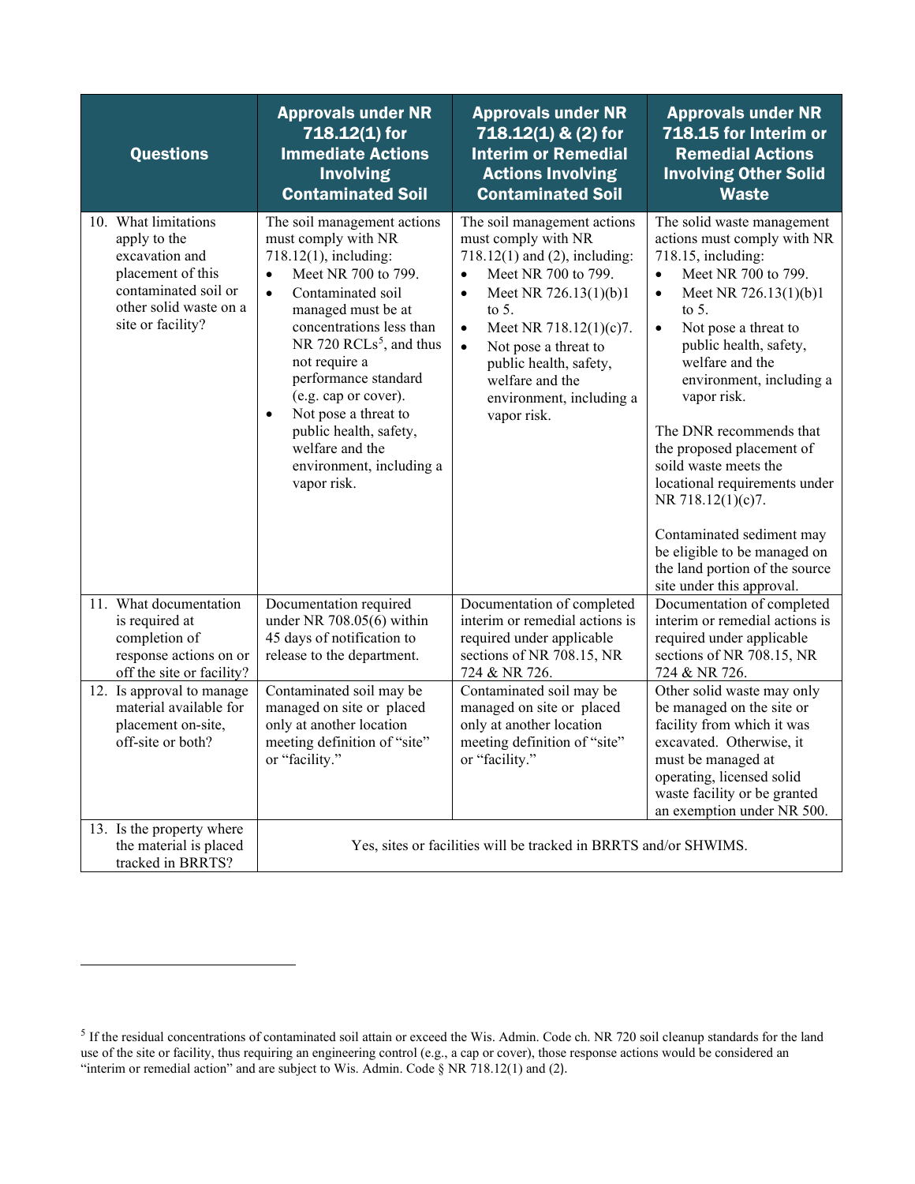| Questions | Approvals under NR 718.12(1) for Immediate Actions Involving Contaminated Soil | Approvals under NR 718.12(1) & (2) for Interim or Remedial Actions Involving Contaminated Soil | Approvals under NR 718.15 for Interim or Remedial Actions Involving Other Solid Waste |
|---|---|---|---|
| 10. What limitations apply to the excavation and placement of this contaminated soil or other solid waste on a site or facility? | The soil management actions must comply with NR 718.12(1), including:<br>• Meet NR 700 to 799.<br>• Contaminated soil managed must be at concentrations less than NR 720 RCLs[5], and thus not require a performance standard (e.g. cap or cover).<br>• Not pose a threat to public health, safety, welfare and the environment, including a vapor risk. | The soil management actions must comply with NR 718.12(1) and (2), including:<br>• Meet NR 700 to 799.<br>• Meet NR 726.13(1)(b)1 to 5.<br>• Meet NR 718.12(1)(c)7.<br>• Not pose a threat to public health, safety, welfare and the environment, including a vapor risk. | The solid waste management actions must comply with NR 718.15, including:<br>• Meet NR 700 to 799.<br>• Meet NR 726.13(1)(b)1 to 5.<br>• Not pose a threat to public health, safety, welfare and the environment, including a vapor risk.<br><br>The DNR recommends that the proposed placement of soild waste meets the locational requirements under NR 718.12(1)(c)7.<br><br>Contaminated sediment may be eligible to be managed on the land portion of the source site under this approval. |
| 11. What documentation is required at completion of response actions on or off the site or facility? | Documentation required under NR 708.05(6) within 45 days of notification to release to the department. | Documentation of completed interim or remedial actions is required under applicable sections of NR 708.15, NR 724 & NR 726. | Documentation of completed interim or remedial actions is required under applicable sections of NR 708.15, NR 724 & NR 726. |
| 12. Is approval to manage material available for placement on-site, off-site or both? | Contaminated soil may be managed on site or placed only at another location meeting definition of "site" or "facility." | Contaminated soil may be managed on site or placed only at another location meeting definition of "site" or "facility." | Other solid waste may only be managed on the site or facility from which it was excavated. Otherwise, it must be managed at operating, licensed solid waste facility or be granted an exemption under NR 500. |
| 13. Is the property where the material is placed tracked in BRRTS? | Yes, sites or facilities will be tracked in BRRTS and/or SHWIMS. | | |

[5] If the residual concentrations of contaminated soil attain or exceed the Wis. Admin. Code ch. NR 720 soil cleanup standards for the land use of the site or facility, thus requiring an engineering control (e.g., a cap or cover), those response actions would be considered an "interim or remedial action" and are subject to Wis. Admin. Code § NR 718.12(1) and (2).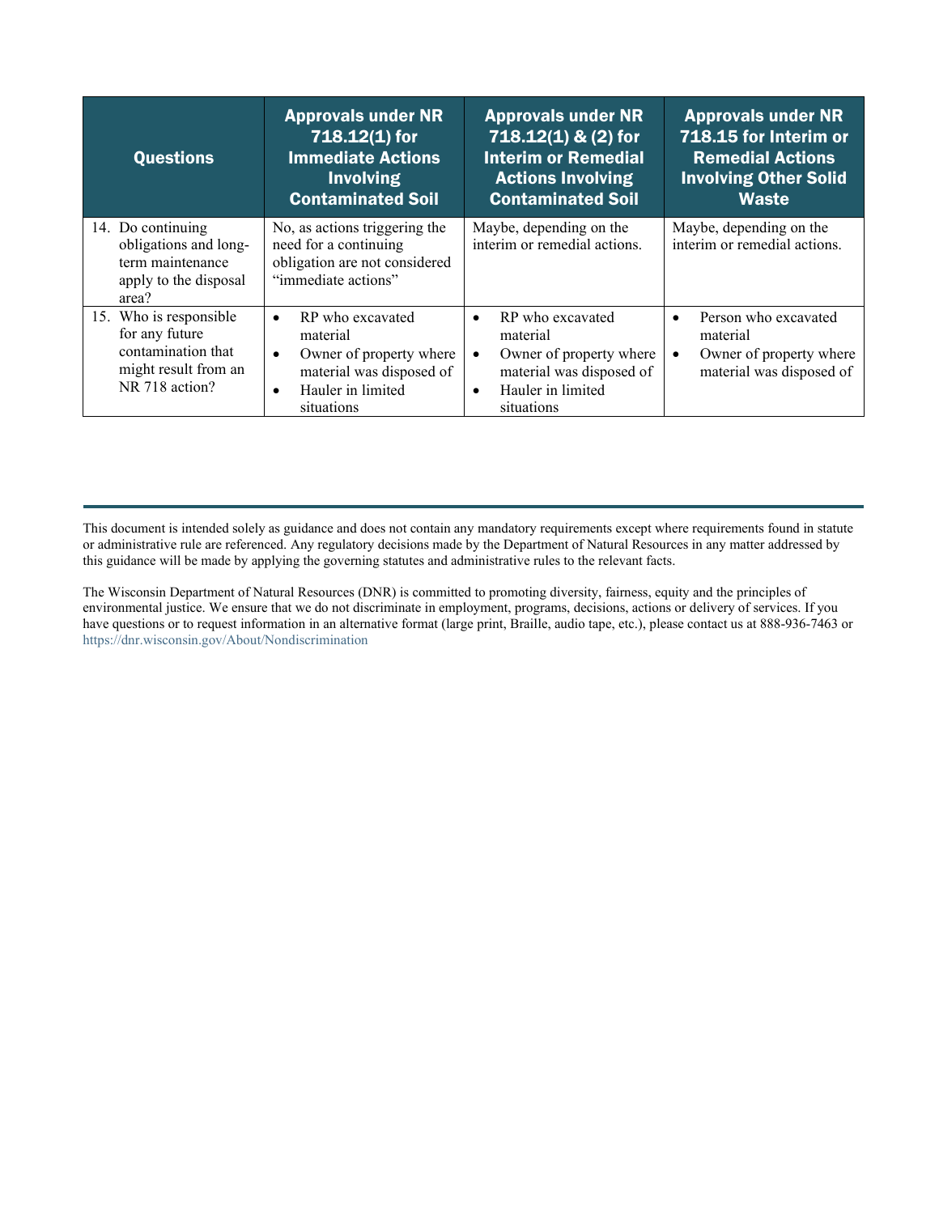| Questions | Approvals under NR 718.12(1) for Immediate Actions Involving Contaminated Soil | Approvals under NR 718.12(1) & (2) for Interim or Remedial Actions Involving Contaminated Soil | Approvals under NR 718.15 for Interim or Remedial Actions Involving Other Solid Waste |
|---|---|---|---|
| 14. Do continuing obligations and long-term maintenance apply to the disposal area? | No, as actions triggering the need for a continuing obligation are not considered "immediate actions" | Maybe, depending on the interim or remedial actions. | Maybe, depending on the interim or remedial actions. |
| 15. Who is responsible for any future contamination that might result from an NR 718 action? | • RP who excavated material<br>• Owner of property where material was disposed of<br>• Hauler in limited situations | • RP who excavated material<br>• Owner of property where material was disposed of<br>• Hauler in limited situations | • Person who excavated material<br>• Owner of property where material was disposed of |

---

This document is intended solely as guidance and does not contain any mandatory requirements except where requirements found in statute or administrative rule are referenced. Any regulatory decisions made by the Department of Natural Resources in any matter addressed by this guidance will be made by applying the governing statutes and administrative rules to the relevant facts.

The Wisconsin Department of Natural Resources (DNR) is committed to promoting diversity, fairness, equity and the principles of environmental justice. We ensure that we do not discriminate in employment, programs, decisions, actions or delivery of services. If you have questions or to request information in an alternative format (large print, Braille, audio tape, etc.), please contact us at 888-936-7463 or https://dnr.wisconsin.gov/About/Nondiscrimination